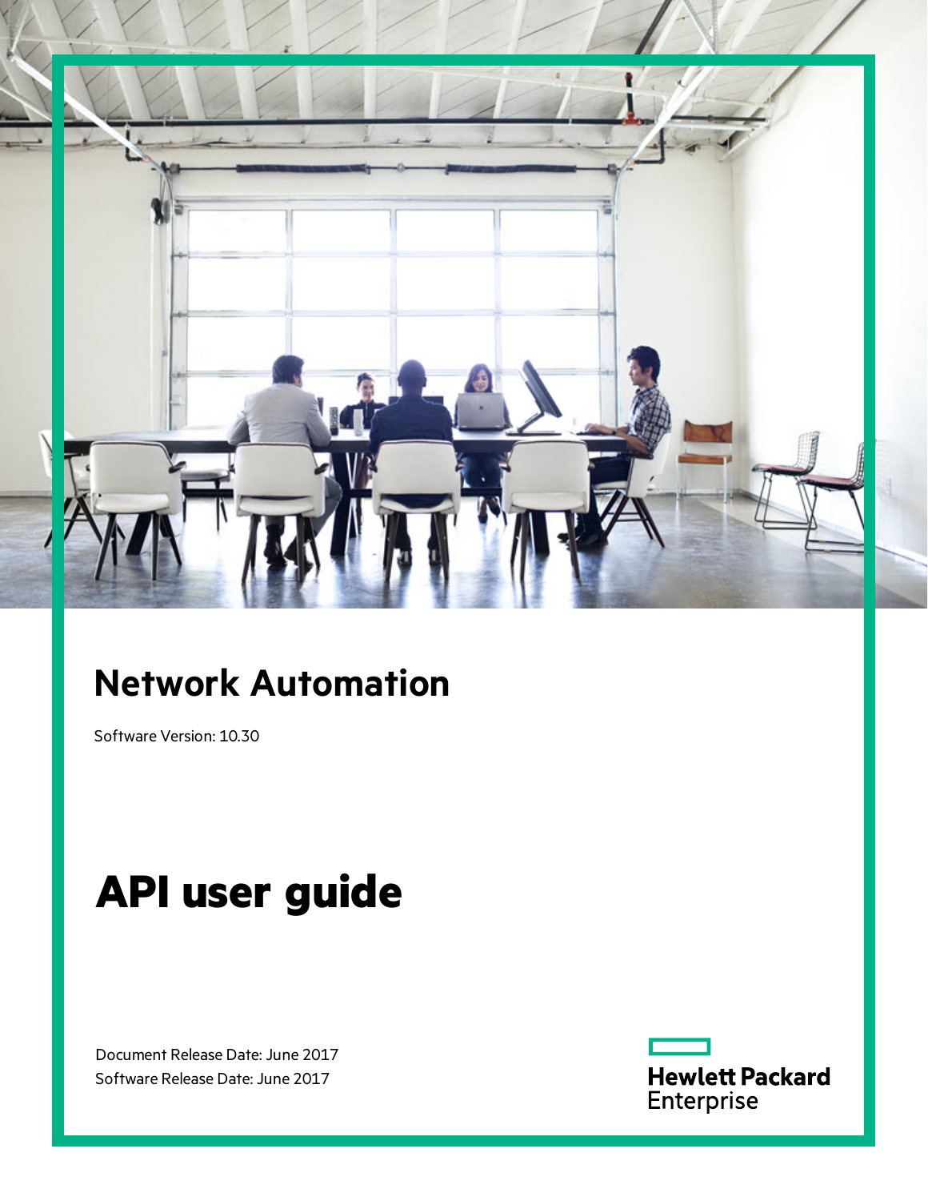# Network Automation

Software Version: 10.30

# API user guide

Document Release Date: June 2017
Software Release Date: June 2017

Hewlett Packard Enterprise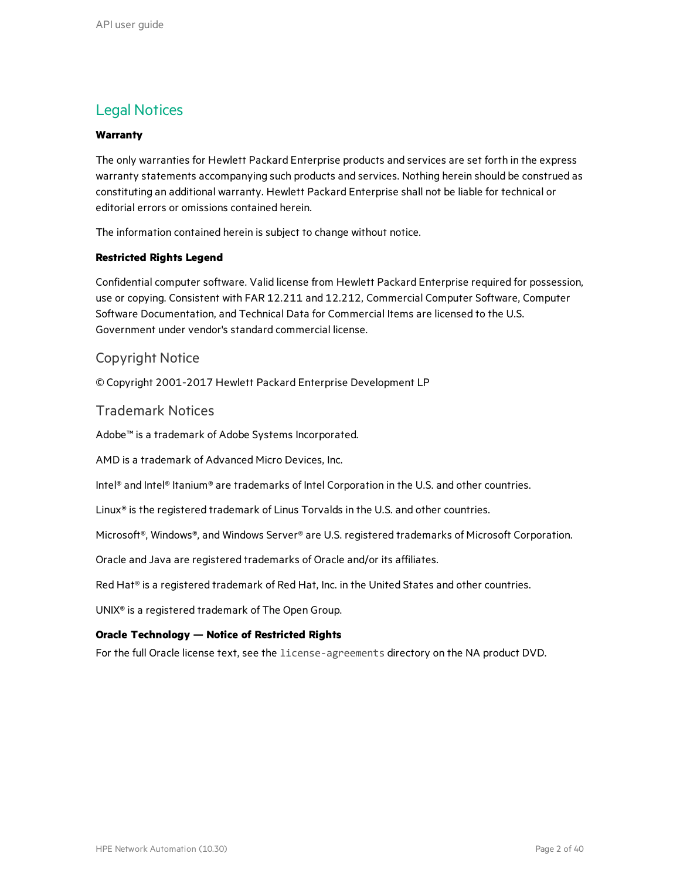# Legal Notices

**Warranty**

The only warranties for Hewlett Packard Enterprise products and services are set forth in the express warranty statements accompanying such products and services. Nothing herein should be construed as constituting an additional warranty. Hewlett Packard Enterprise shall not be liable for technical or editorial errors or omissions contained herein.

The information contained herein is subject to change without notice.

**Restricted Rights Legend**

Confidential computer software. Valid license from Hewlett Packard Enterprise required for possession, use or copying. Consistent with FAR 12.211 and 12.212, Commercial Computer Software, Computer Software Documentation, and Technical Data for Commercial Items are licensed to the U.S. Government under vendor's standard commercial license.

## Copyright Notice

© Copyright 2001-2017 Hewlett Packard Enterprise Development LP

## Trademark Notices

Adobe™ is a trademark of Adobe Systems Incorporated.

AMD is a trademark of Advanced Micro Devices, Inc.

Intel® and Intel® Itanium® are trademarks of Intel Corporation in the U.S. and other countries.

Linux® is the registered trademark of Linus Torvalds in the U.S. and other countries.

Microsoft®, Windows®, and Windows Server® are U.S. registered trademarks of Microsoft Corporation.

Oracle and Java are registered trademarks of Oracle and/or its affiliates.

Red Hat® is a registered trademark of Red Hat, Inc. in the United States and other countries.

UNIX® is a registered trademark of The Open Group.

**Oracle Technology — Notice of Restricted Rights**

For the full Oracle license text, see the `license-agreements` directory on the NA product DVD.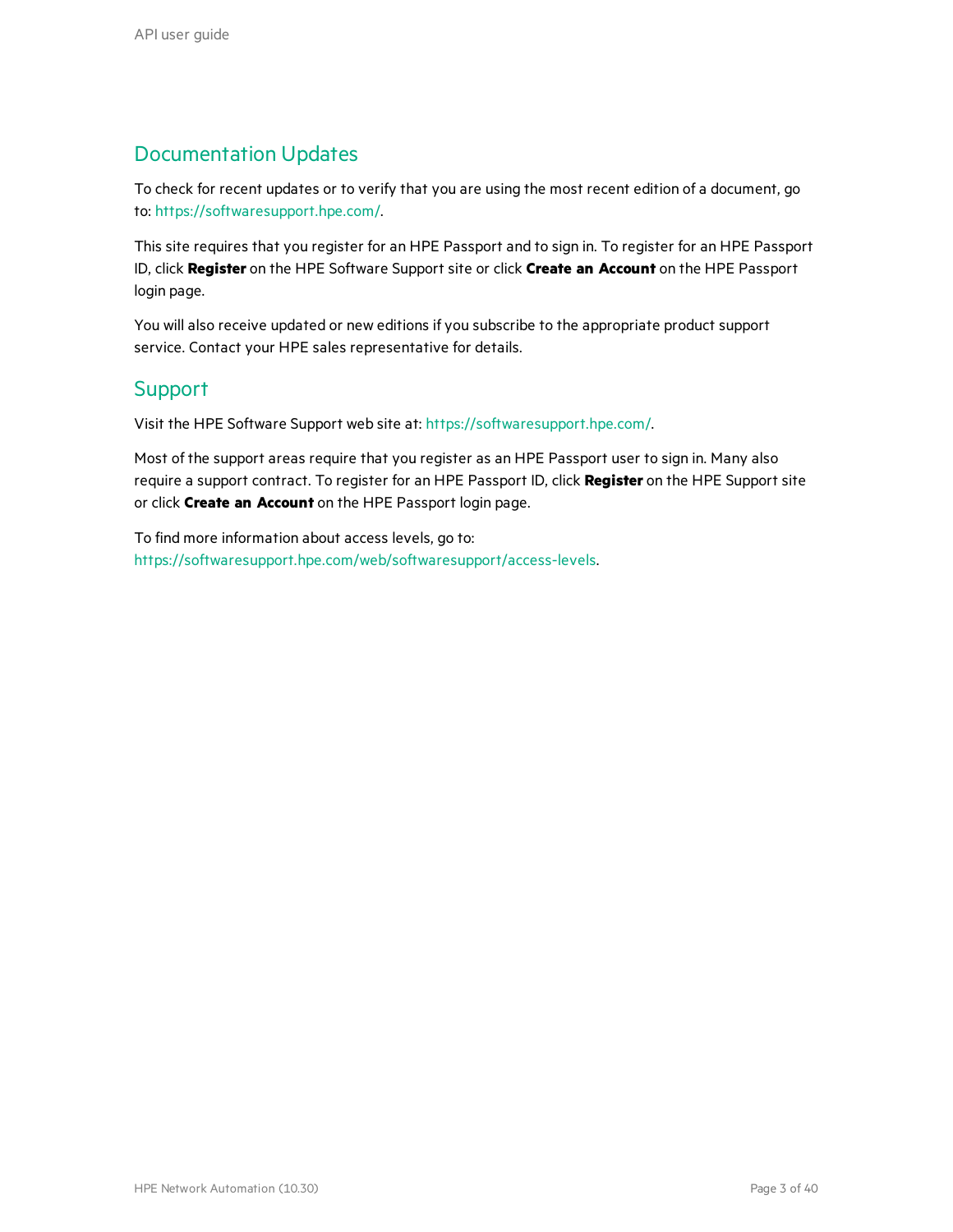## Documentation Updates

To check for recent updates or to verify that you are using the most recent edition of a document, go to: https://softwaresupport.hpe.com/.

This site requires that you register for an HPE Passport and to sign in. To register for an HPE Passport ID, click **Register** on the HPE Software Support site or click **Create an Account** on the HPE Passport login page.

You will also receive updated or new editions if you subscribe to the appropriate product support service. Contact your HPE sales representative for details.

## Support

Visit the HPE Software Support web site at: https://softwaresupport.hpe.com/.

Most of the support areas require that you register as an HPE Passport user to sign in. Many also require a support contract. To register for an HPE Passport ID, click **Register** on the HPE Support site or click **Create an Account** on the HPE Passport login page.

To find more information about access levels, go to: https://softwaresupport.hpe.com/web/softwaresupport/access-levels.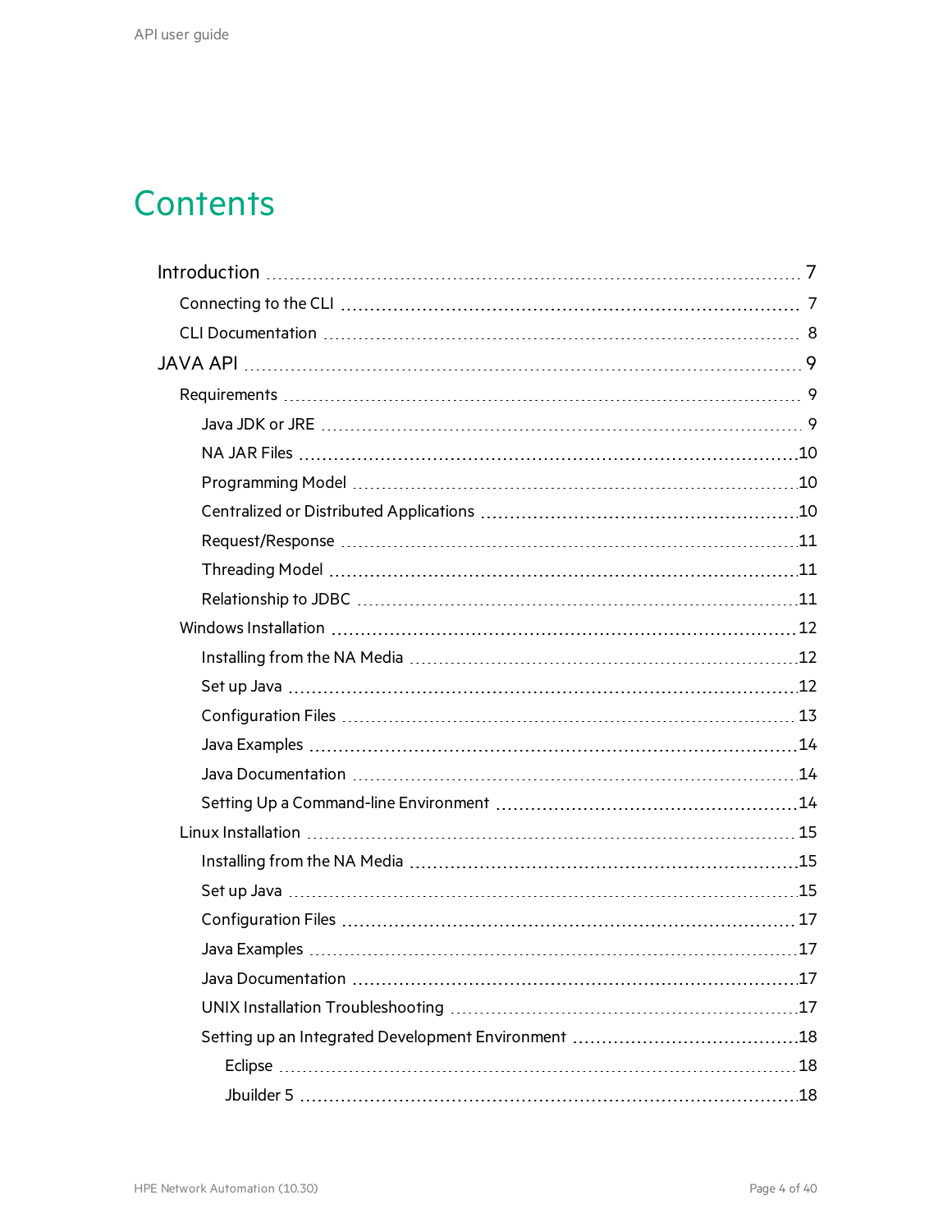# Contents

- Introduction ..... 7
  - Connecting to the CLI ..... 7
  - CLI Documentation ..... 8
- JAVA API ..... 9
  - Requirements ..... 9
    - Java JDK or JRE ..... 9
    - NA JAR Files ..... 10
    - Programming Model ..... 10
    - Centralized or Distributed Applications ..... 10
    - Request/Response ..... 11
    - Threading Model ..... 11
    - Relationship to JDBC ..... 11
  - Windows Installation ..... 12
    - Installing from the NA Media ..... 12
    - Set up Java ..... 12
    - Configuration Files ..... 13
    - Java Examples ..... 14
    - Java Documentation ..... 14
    - Setting Up a Command-line Environment ..... 14
  - Linux Installation ..... 15
    - Installing from the NA Media ..... 15
    - Set up Java ..... 15
    - Configuration Files ..... 17
    - Java Examples ..... 17
    - Java Documentation ..... 17
    - UNIX Installation Troubleshooting ..... 17
    - Setting up an Integrated Development Environment ..... 18
      - Eclipse ..... 18
      - Jbuilder 5 ..... 18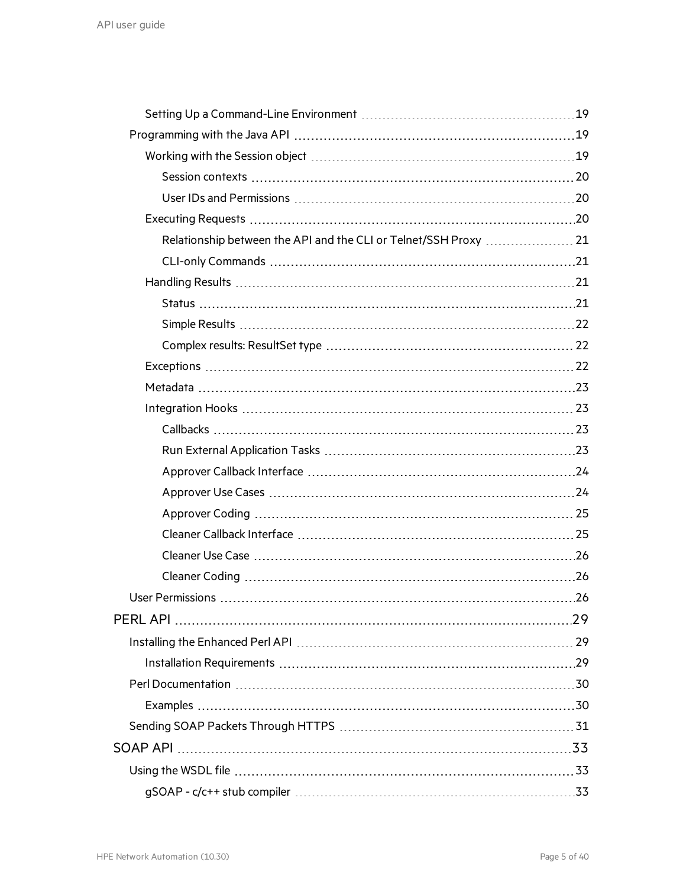- Setting Up a Command-Line Environment 19
- Programming with the Java API 19
  - Working with the Session object 19
    - Session contexts 20
    - User IDs and Permissions 20
  - Executing Requests 20
    - Relationship between the API and the CLI or Telnet/SSH Proxy 21
    - CLI-only Commands 21
  - Handling Results 21
    - Status 21
    - Simple Results 22
    - Complex results: ResultSet type 22
  - Exceptions 22
  - Metadata 23
  - Integration Hooks 23
    - Callbacks 23
    - Run External Application Tasks 23
    - Approver Callback Interface 24
    - Approver Use Cases 24
    - Approver Coding 25
    - Cleaner Callback Interface 25
    - Cleaner Use Case 26
    - Cleaner Coding 26
- User Permissions 26

PERL API 29

- Installing the Enhanced Perl API 29
  - Installation Requirements 29
- Perl Documentation 30
  - Examples 30
- Sending SOAP Packets Through HTTPS 31

SOAP API 33

- Using the WSDL file 33
  - gSOAP - c/c++ stub compiler 33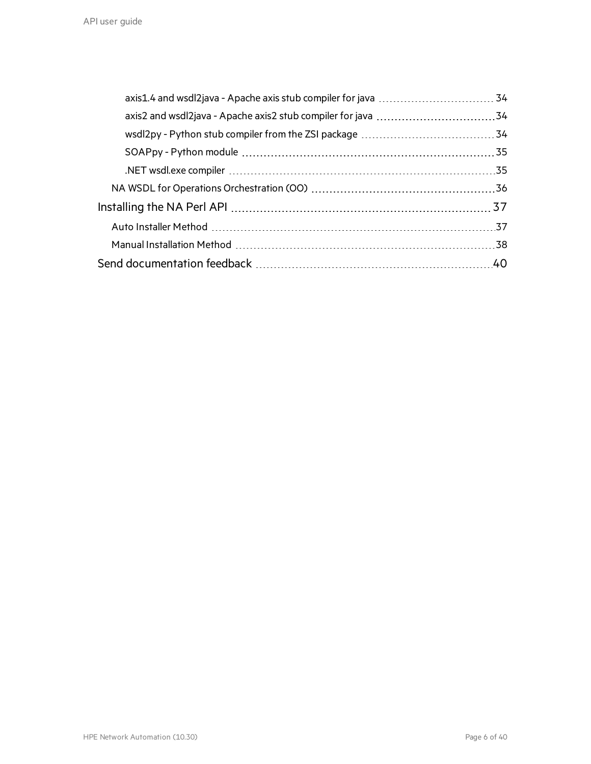- axis1.4 and wsdl2java - Apache axis stub compiler for java ..... 34
- axis2 and wsdl2java - Apache axis2 stub compiler for java ..... 34
- wsdl2py - Python stub compiler from the ZSI package ..... 34
- SOAPpy - Python module ..... 35
- .NET wsdl.exe compiler ..... 35

NA WSDL for Operations Orchestration (OO) ..... 36

Installing the NA Perl API ..... 37

Auto Installer Method ..... 37

Manual Installation Method ..... 38

Send documentation feedback ..... 40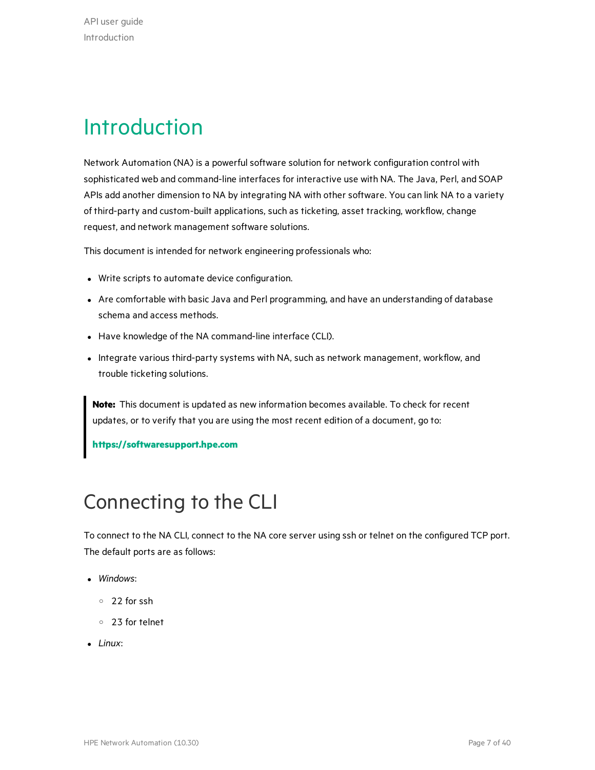# Introduction

Network Automation (NA) is a powerful software solution for network configuration control with sophisticated web and command-line interfaces for interactive use with NA. The Java, Perl, and SOAP APIs add another dimension to NA by integrating NA with other software. You can link NA to a variety of third-party and custom-built applications, such as ticketing, asset tracking, workflow, change request, and network management software solutions.

This document is intended for network engineering professionals who:

- Write scripts to automate device configuration.
- Are comfortable with basic Java and Perl programming, and have an understanding of database schema and access methods.
- Have knowledge of the NA command-line interface (CLI).
- Integrate various third-party systems with NA, such as network management, workflow, and trouble ticketing solutions.

> **Note:** This document is updated as new information becomes available. To check for recent updates, or to verify that you are using the most recent edition of a document, go to:
>
> **https://softwaresupport.hpe.com**

## Connecting to the CLI

To connect to the NA CLI, connect to the NA core server using ssh or telnet on the configured TCP port. The default ports are as follows:

- *Windows*:
  - 22 for ssh
  - 23 for telnet
- *Linux*: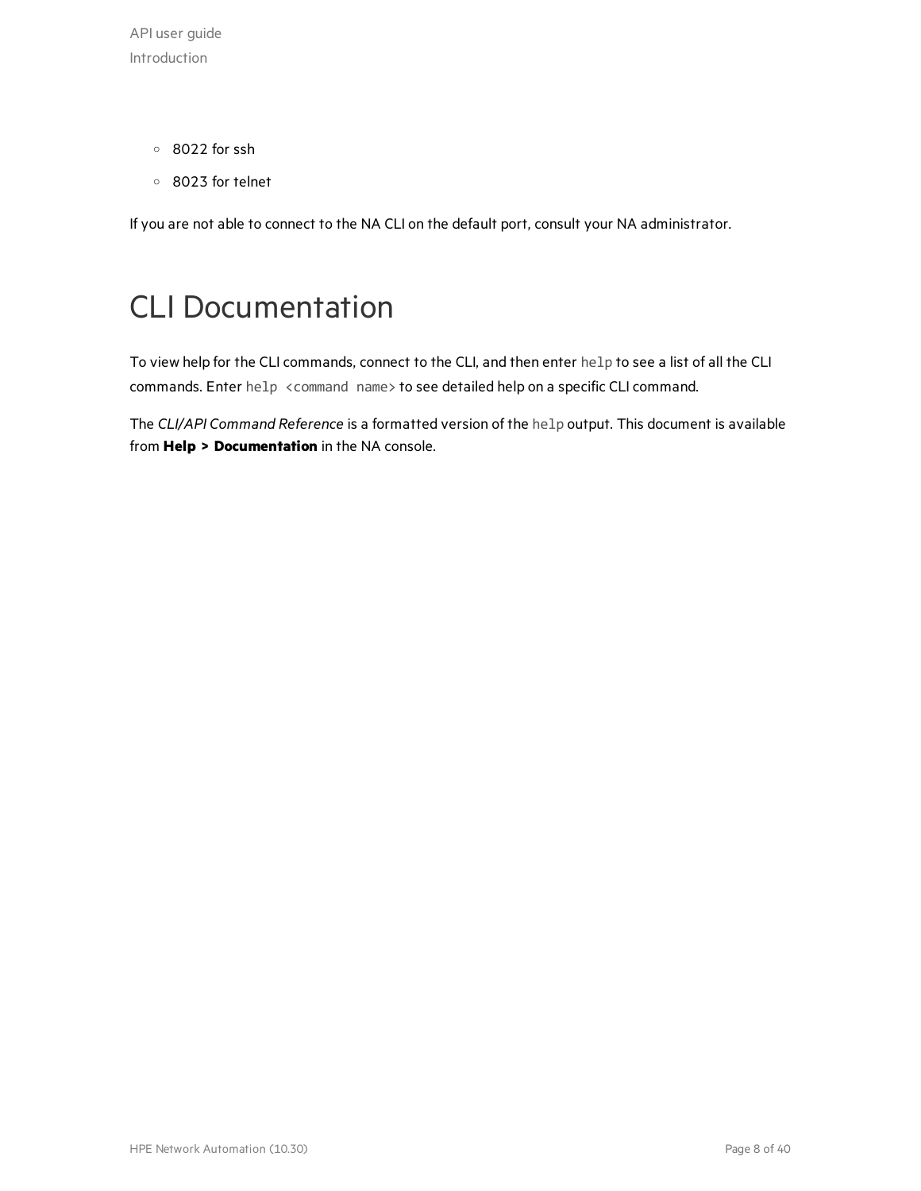- 8022 for ssh
- 8023 for telnet

If you are not able to connect to the NA CLI on the default port, consult your NA administrator.

# CLI Documentation

To view help for the CLI commands, connect to the CLI, and then enter `help` to see a list of all the CLI commands. Enter `help <command name>` to see detailed help on a specific CLI command.

The *CLI/API Command Reference* is a formatted version of the `help` output. This document is available from **Help > Documentation** in the NA console.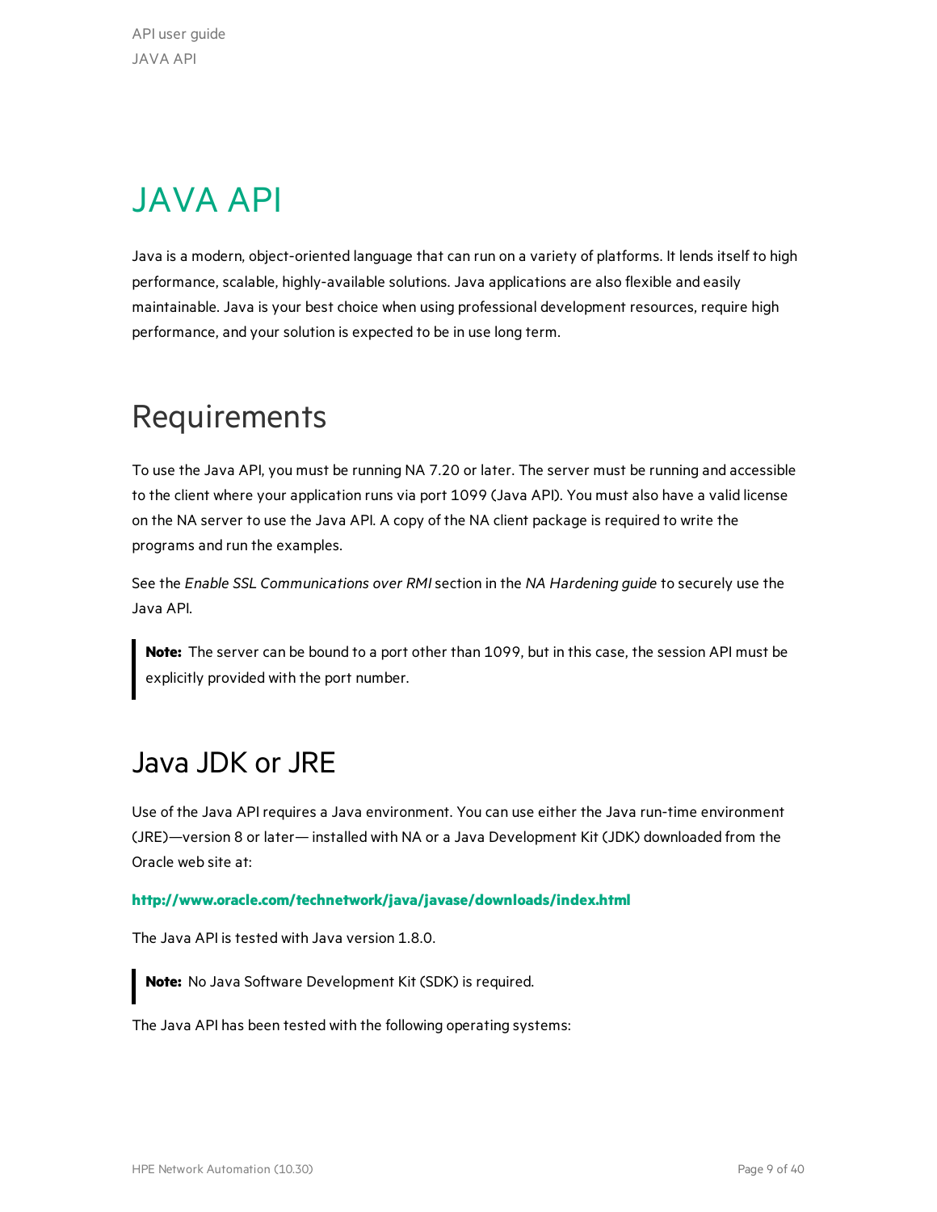# JAVA API

Java is a modern, object-oriented language that can run on a variety of platforms. It lends itself to high performance, scalable, highly-available solutions. Java applications are also flexible and easily maintainable. Java is your best choice when using professional development resources, require high performance, and your solution is expected to be in use long term.

## Requirements

To use the Java API, you must be running NA 7.20 or later. The server must be running and accessible to the client where your application runs via port 1099 (Java API). You must also have a valid license on the NA server to use the Java API. A copy of the NA client package is required to write the programs and run the examples.

See the *Enable SSL Communications over RMI* section in the *NA Hardening guide* to securely use the Java API.

> **Note:** The server can be bound to a port other than 1099, but in this case, the session API must be explicitly provided with the port number.

## Java JDK or JRE

Use of the Java API requires a Java environment. You can use either the Java run-time environment (JRE)—version 8 or later— installed with NA or a Java Development Kit (JDK) downloaded from the Oracle web site at:

**http://www.oracle.com/technetwork/java/javase/downloads/index.html**

The Java API is tested with Java version 1.8.0.

> **Note:** No Java Software Development Kit (SDK) is required.

The Java API has been tested with the following operating systems: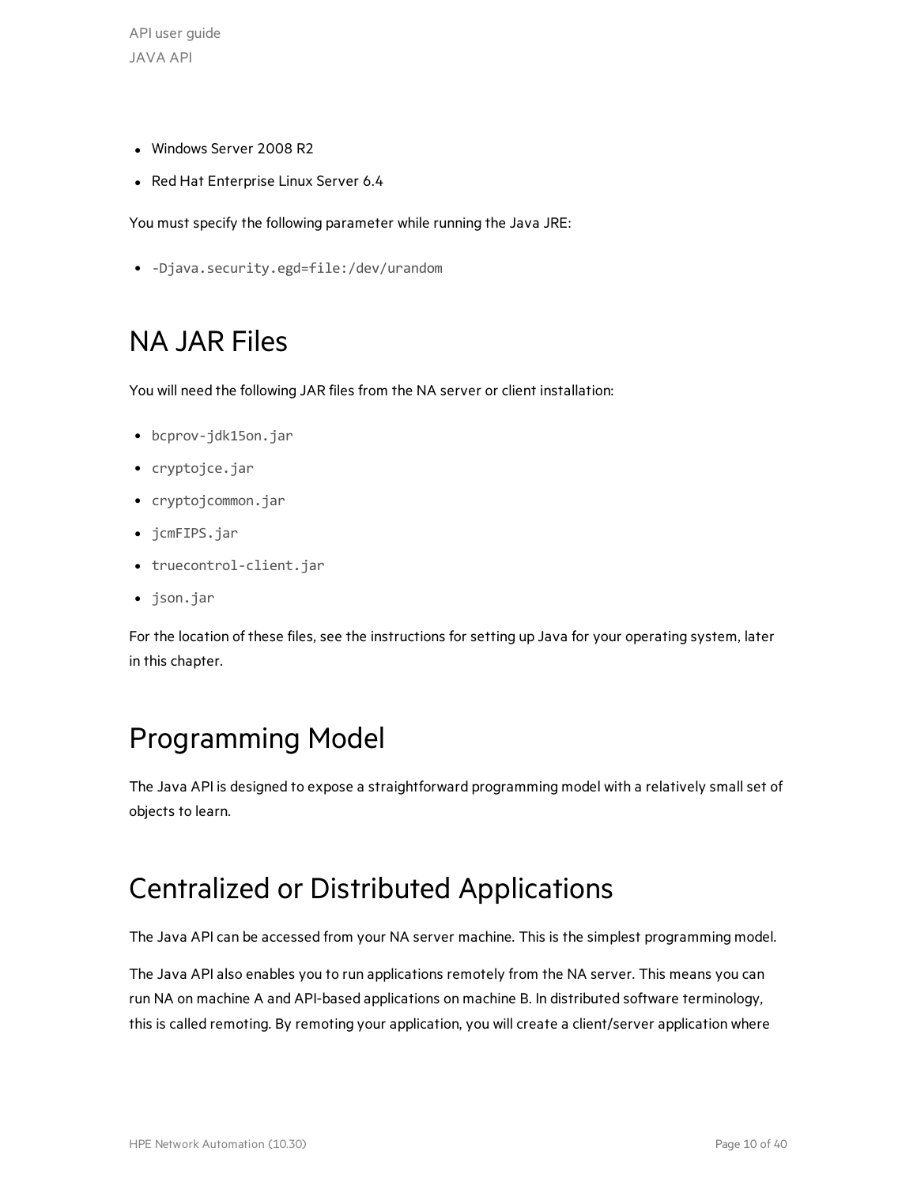- Windows Server 2008 R2
- Red Hat Enterprise Linux Server 6.4

You must specify the following parameter while running the Java JRE:

- `-Djava.security.egd=file:/dev/urandom`

## NA JAR Files

You will need the following JAR files from the NA server or client installation:

- `bcprov-jdk15on.jar`
- `cryptojce.jar`
- `cryptojcommon.jar`
- `jcmFIPS.jar`
- `truecontrol-client.jar`
- `json.jar`

For the location of these files, see the instructions for setting up Java for your operating system, later in this chapter.

## Programming Model

The Java API is designed to expose a straightforward programming model with a relatively small set of objects to learn.

## Centralized or Distributed Applications

The Java API can be accessed from your NA server machine. This is the simplest programming model.

The Java API also enables you to run applications remotely from the NA server. This means you can run NA on machine A and API-based applications on machine B. In distributed software terminology, this is called remoting. By remoting your application, you will create a client/server application where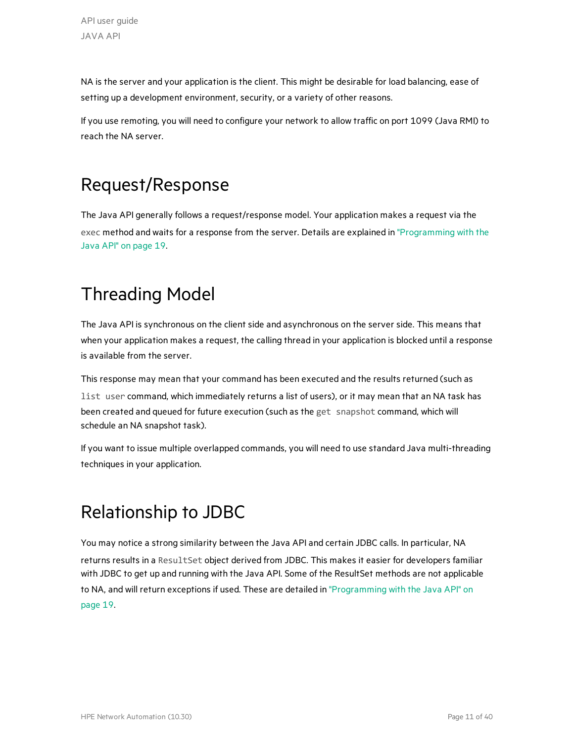NA is the server and your application is the client. This might be desirable for load balancing, ease of setting up a development environment, security, or a variety of other reasons.

If you use remoting, you will need to configure your network to allow traffic on port 1099 (Java RMI) to reach the NA server.

# Request/Response

The Java API generally follows a request/response model. Your application makes a request via the `exec` method and waits for a response from the server. Details are explained in "Programming with the Java API" on page 19.

# Threading Model

The Java API is synchronous on the client side and asynchronous on the server side. This means that when your application makes a request, the calling thread in your application is blocked until a response is available from the server.

This response may mean that your command has been executed and the results returned (such as `list user` command, which immediately returns a list of users), or it may mean that an NA task has been created and queued for future execution (such as the `get snapshot` command, which will schedule an NA snapshot task).

If you want to issue multiple overlapped commands, you will need to use standard Java multi-threading techniques in your application.

# Relationship to JDBC

You may notice a strong similarity between the Java API and certain JDBC calls. In particular, NA returns results in a `ResultSet` object derived from JDBC. This makes it easier for developers familiar with JDBC to get up and running with the Java API. Some of the ResultSet methods are not applicable to NA, and will return exceptions if used. These are detailed in "Programming with the Java API" on page 19.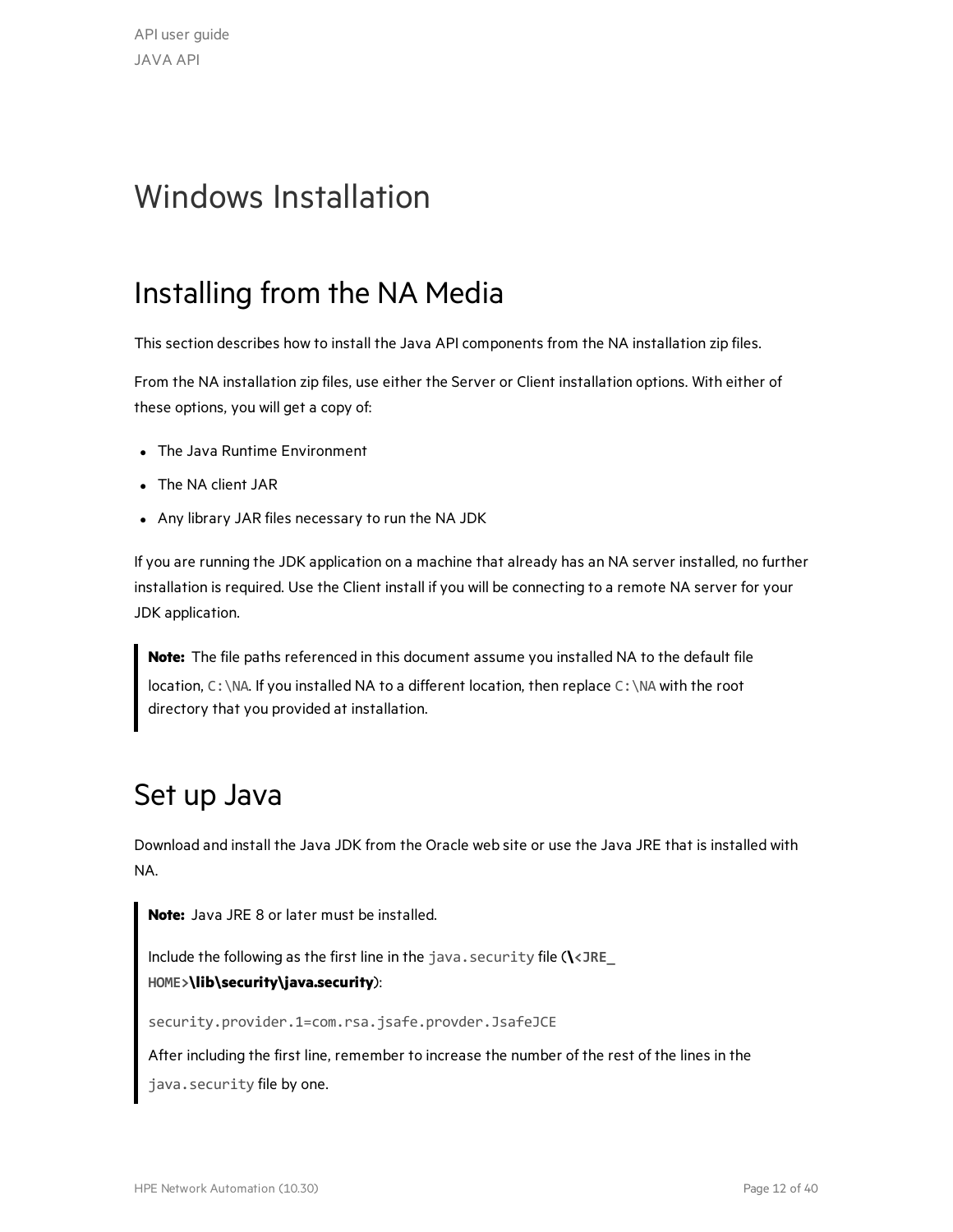# Windows Installation

## Installing from the NA Media

This section describes how to install the Java API components from the NA installation zip files.

From the NA installation zip files, use either the Server or Client installation options. With either of these options, you will get a copy of:

- The Java Runtime Environment
- The NA client JAR
- Any library JAR files necessary to run the NA JDK

If you are running the JDK application on a machine that already has an NA server installed, no further installation is required. Use the Client install if you will be connecting to a remote NA server for your JDK application.

> **Note:** The file paths referenced in this document assume you installed NA to the default file location, `C:\NA`. If you installed NA to a different location, then replace `C:\NA` with the root directory that you provided at installation.

## Set up Java

Download and install the Java JDK from the Oracle web site or use the Java JRE that is installed with NA.

> **Note:** Java JRE 8 or later must be installed.
>
> Include the following as the first line in the `java.security` file (**\\`<JRE_HOME>`\lib\security\java.security**):
>
> ```
> security.provider.1=com.rsa.jsafe.provder.JsafeJCE
> ```
>
> After including the first line, remember to increase the number of the rest of the lines in the `java.security` file by one.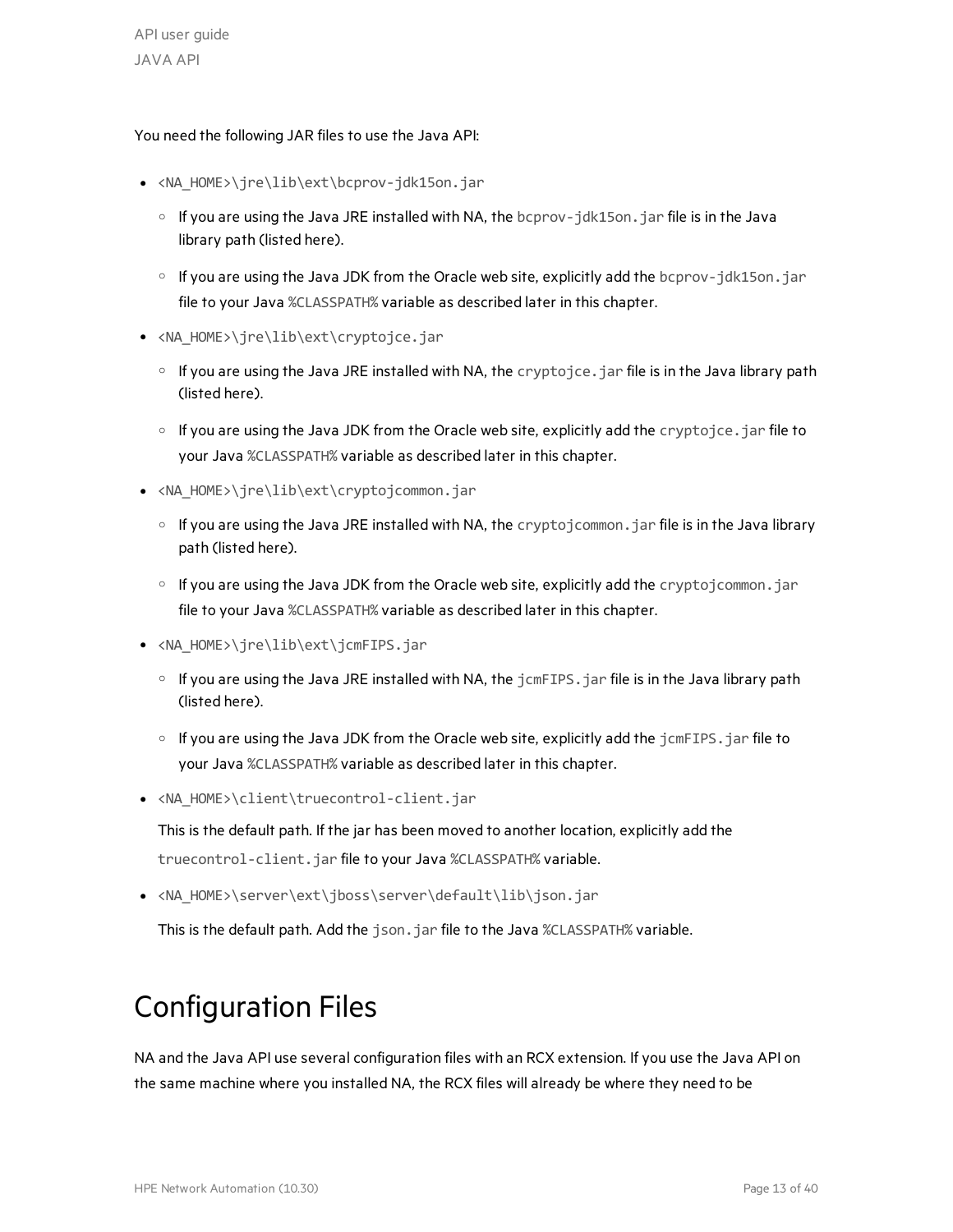You need the following JAR files to use the Java API:

- `<NA_HOME>\jre\lib\ext\bcprov-jdk15on.jar`
  - If you are using the Java JRE installed with NA, the `bcprov-jdk15on.jar` file is in the Java library path (listed here).
  - If you are using the Java JDK from the Oracle web site, explicitly add the `bcprov-jdk15on.jar` file to your Java `%CLASSPATH%` variable as described later in this chapter.
- `<NA_HOME>\jre\lib\ext\cryptojce.jar`
  - If you are using the Java JRE installed with NA, the `cryptojce.jar` file is in the Java library path (listed here).
  - If you are using the Java JDK from the Oracle web site, explicitly add the `cryptojce.jar` file to your Java `%CLASSPATH%` variable as described later in this chapter.
- `<NA_HOME>\jre\lib\ext\cryptojcommon.jar`
  - If you are using the Java JRE installed with NA, the `cryptojcommon.jar` file is in the Java library path (listed here).
  - If you are using the Java JDK from the Oracle web site, explicitly add the `cryptojcommon.jar` file to your Java `%CLASSPATH%` variable as described later in this chapter.
- `<NA_HOME>\jre\lib\ext\jcmFIPS.jar`
  - If you are using the Java JRE installed with NA, the `jcmFIPS.jar` file is in the Java library path (listed here).
  - If you are using the Java JDK from the Oracle web site, explicitly add the `jcmFIPS.jar` file to your Java `%CLASSPATH%` variable as described later in this chapter.
- `<NA_HOME>\client\truecontrol-client.jar`

  This is the default path. If the jar has been moved to another location, explicitly add the `truecontrol-client.jar` file to your Java `%CLASSPATH%` variable.
- `<NA_HOME>\server\ext\jboss\server\default\lib\json.jar`

  This is the default path. Add the `json.jar` file to the Java `%CLASSPATH%` variable.

# Configuration Files

NA and the Java API use several configuration files with an RCX extension. If you use the Java API on the same machine where you installed NA, the RCX files will already be where they need to be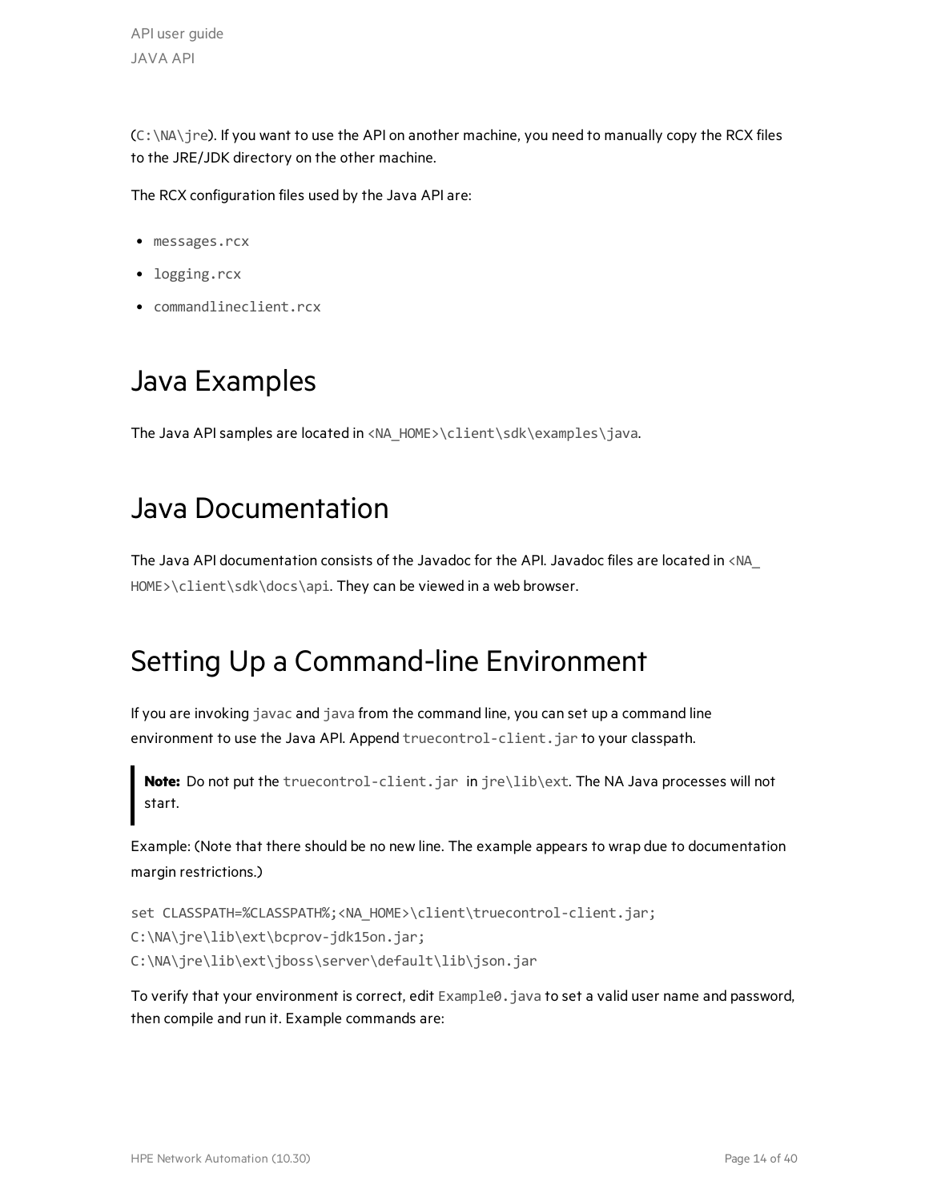(`C:\NA\jre`). If you want to use the API on another machine, you need to manually copy the RCX files to the JRE/JDK directory on the other machine.

The RCX configuration files used by the Java API are:

- `messages.rcx`
- `logging.rcx`
- `commandlineclient.rcx`

# Java Examples

The Java API samples are located in `<NA_HOME>\client\sdk\examples\java`.

# Java Documentation

The Java API documentation consists of the Javadoc for the API. Javadoc files are located in `<NA_HOME>\client\sdk\docs\api`. They can be viewed in a web browser.

# Setting Up a Command-line Environment

If you are invoking `javac` and `java` from the command line, you can set up a command line environment to use the Java API. Append `truecontrol-client.jar` to your classpath.

> **Note:** Do not put the `truecontrol-client.jar` in `jre\lib\ext`. The NA Java processes will not start.

Example: (Note that there should be no new line. The example appears to wrap due to documentation margin restrictions.)

```
set CLASSPATH=%CLASSPATH%;<NA_HOME>\client\truecontrol-client.jar;
C:\NA\jre\lib\ext\bcprov-jdk15on.jar;
C:\NA\jre\lib\ext\jboss\server\default\lib\json.jar
```

To verify that your environment is correct, edit `Example0.java` to set a valid user name and password, then compile and run it. Example commands are: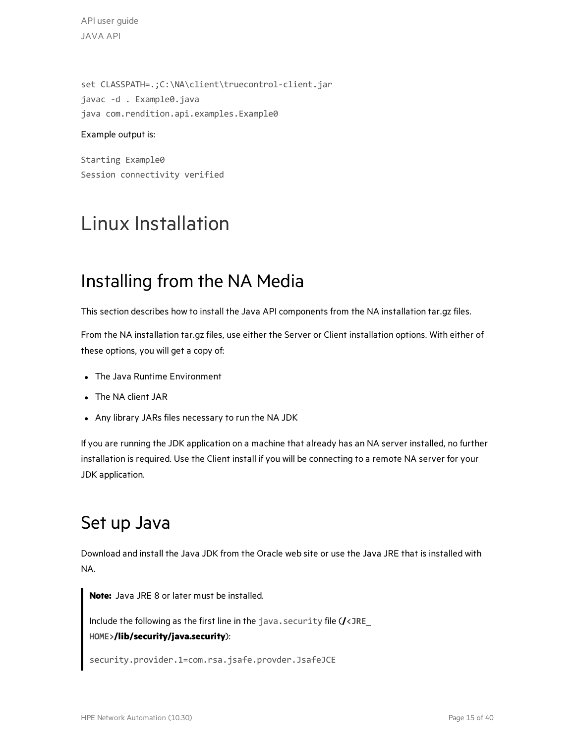```
set CLASSPATH=.;C:\NA\client\truecontrol-client.jar
javac -d . Example0.java
java com.rendition.api.examples.Example0
```

Example output is:

```
Starting Example0
Session connectivity verified
```

# Linux Installation

## Installing from the NA Media

This section describes how to install the Java API components from the NA installation tar.gz files.

From the NA installation tar.gz files, use either the Server or Client installation options. With either of these options, you will get a copy of:

- The Java Runtime Environment
- The NA client JAR
- Any library JARs files necessary to run the NA JDK

If you are running the JDK application on a machine that already has an NA server installed, no further installation is required. Use the Client install if you will be connecting to a remote NA server for your JDK application.

## Set up Java

Download and install the Java JDK from the Oracle web site or use the Java JRE that is installed with NA.

> **Note:** Java JRE 8 or later must be installed.
>
> Include the following as the first line in the `java.security` file (**/`<JRE_HOME>`/lib/security/java.security**):
>
> ```
> security.provider.1=com.rsa.jsafe.provder.JsafeJCE
> ```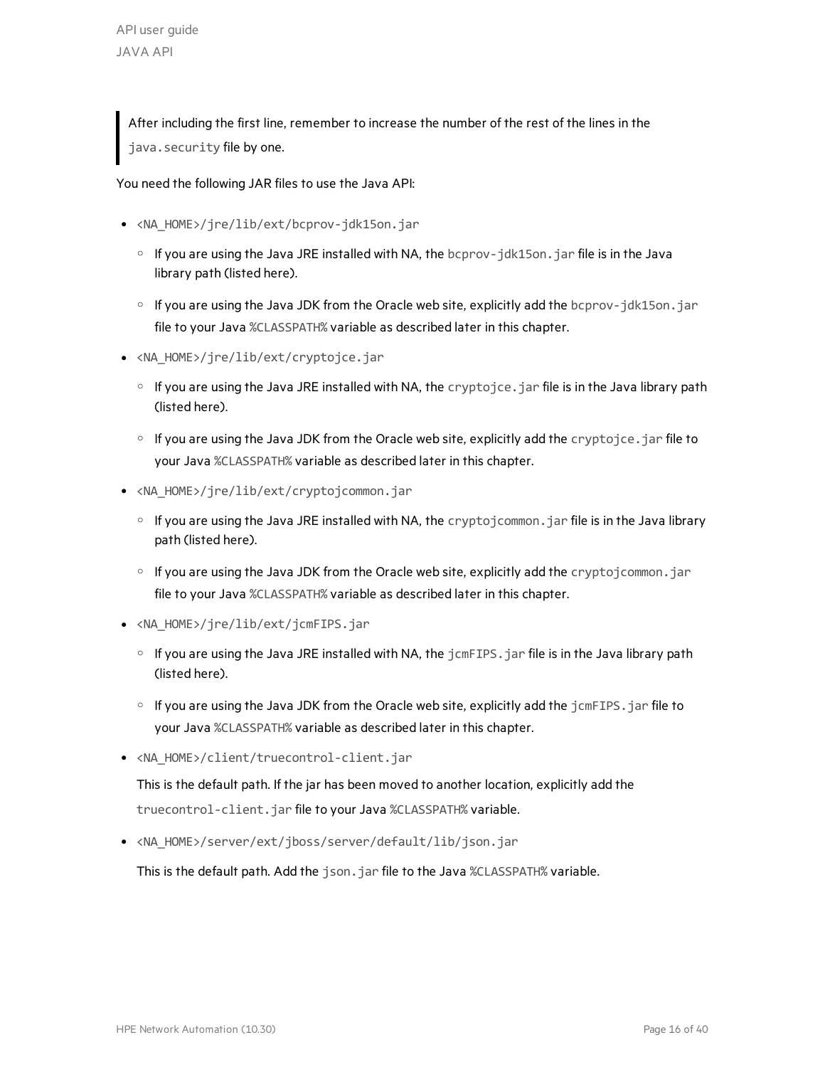> After including the first line, remember to increase the number of the rest of the lines in the `java.security` file by one.

You need the following JAR files to use the Java API:

- `<NA_HOME>/jre/lib/ext/bcprov-jdk15on.jar`
  - If you are using the Java JRE installed with NA, the `bcprov-jdk15on.jar` file is in the Java library path (listed here).
  - If you are using the Java JDK from the Oracle web site, explicitly add the `bcprov-jdk15on.jar` file to your Java `%CLASSPATH%` variable as described later in this chapter.
- `<NA_HOME>/jre/lib/ext/cryptojce.jar`
  - If you are using the Java JRE installed with NA, the `cryptojce.jar` file is in the Java library path (listed here).
  - If you are using the Java JDK from the Oracle web site, explicitly add the `cryptojce.jar` file to your Java `%CLASSPATH%` variable as described later in this chapter.
- `<NA_HOME>/jre/lib/ext/cryptojcommon.jar`
  - If you are using the Java JRE installed with NA, the `cryptojcommon.jar` file is in the Java library path (listed here).
  - If you are using the Java JDK from the Oracle web site, explicitly add the `cryptojcommon.jar` file to your Java `%CLASSPATH%` variable as described later in this chapter.
- `<NA_HOME>/jre/lib/ext/jcmFIPS.jar`
  - If you are using the Java JRE installed with NA, the `jcmFIPS.jar` file is in the Java library path (listed here).
  - If you are using the Java JDK from the Oracle web site, explicitly add the `jcmFIPS.jar` file to your Java `%CLASSPATH%` variable as described later in this chapter.
- `<NA_HOME>/client/truecontrol-client.jar`

  This is the default path. If the jar has been moved to another location, explicitly add the `truecontrol-client.jar` file to your Java `%CLASSPATH%` variable.
- `<NA_HOME>/server/ext/jboss/server/default/lib/json.jar`

  This is the default path. Add the `json.jar` file to the Java `%CLASSPATH%` variable.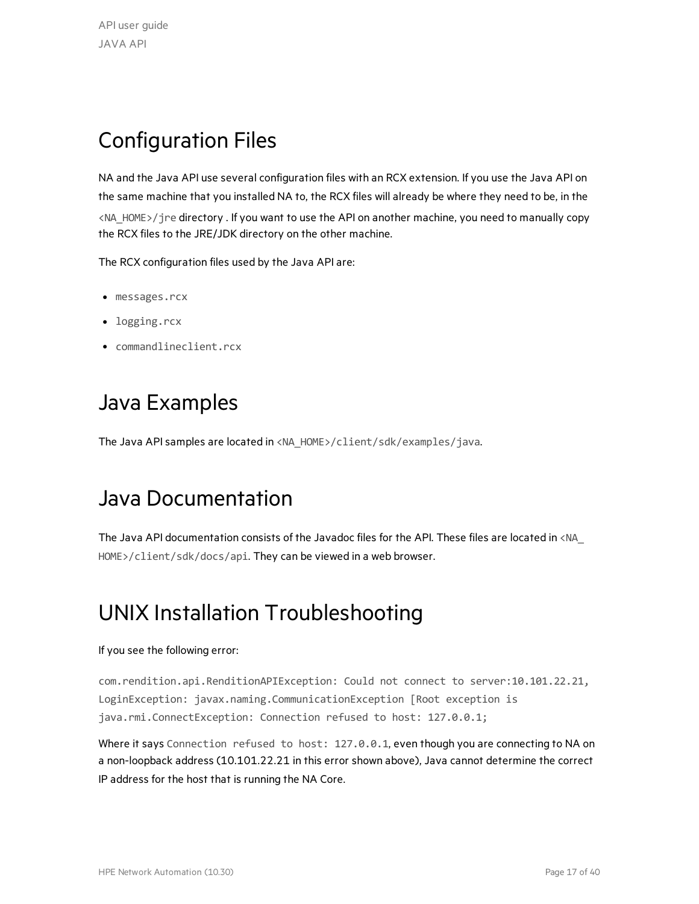# Configuration Files

NA and the Java API use several configuration files with an RCX extension. If you use the Java API on the same machine that you installed NA to, the RCX files will already be where they need to be, in the `<NA_HOME>/jre` directory . If you want to use the API on another machine, you need to manually copy the RCX files to the JRE/JDK directory on the other machine.

The RCX configuration files used by the Java API are:

- `messages.rcx`
- `logging.rcx`
- `commandlineclient.rcx`

# Java Examples

The Java API samples are located in `<NA_HOME>/client/sdk/examples/java`.

# Java Documentation

The Java API documentation consists of the Javadoc files for the API. These files are located in `<NA_HOME>/client/sdk/docs/api`. They can be viewed in a web browser.

# UNIX Installation Troubleshooting

If you see the following error:

```
com.rendition.api.RenditionAPIException: Could not connect to server:10.101.22.21,
LoginException: javax.naming.CommunicationException [Root exception is
java.rmi.ConnectException: Connection refused to host: 127.0.0.1;
```

Where it says `Connection refused to host: 127.0.0.1`, even though you are connecting to NA on a non-loopback address (10.101.22.21 in this error shown above), Java cannot determine the correct IP address for the host that is running the NA Core.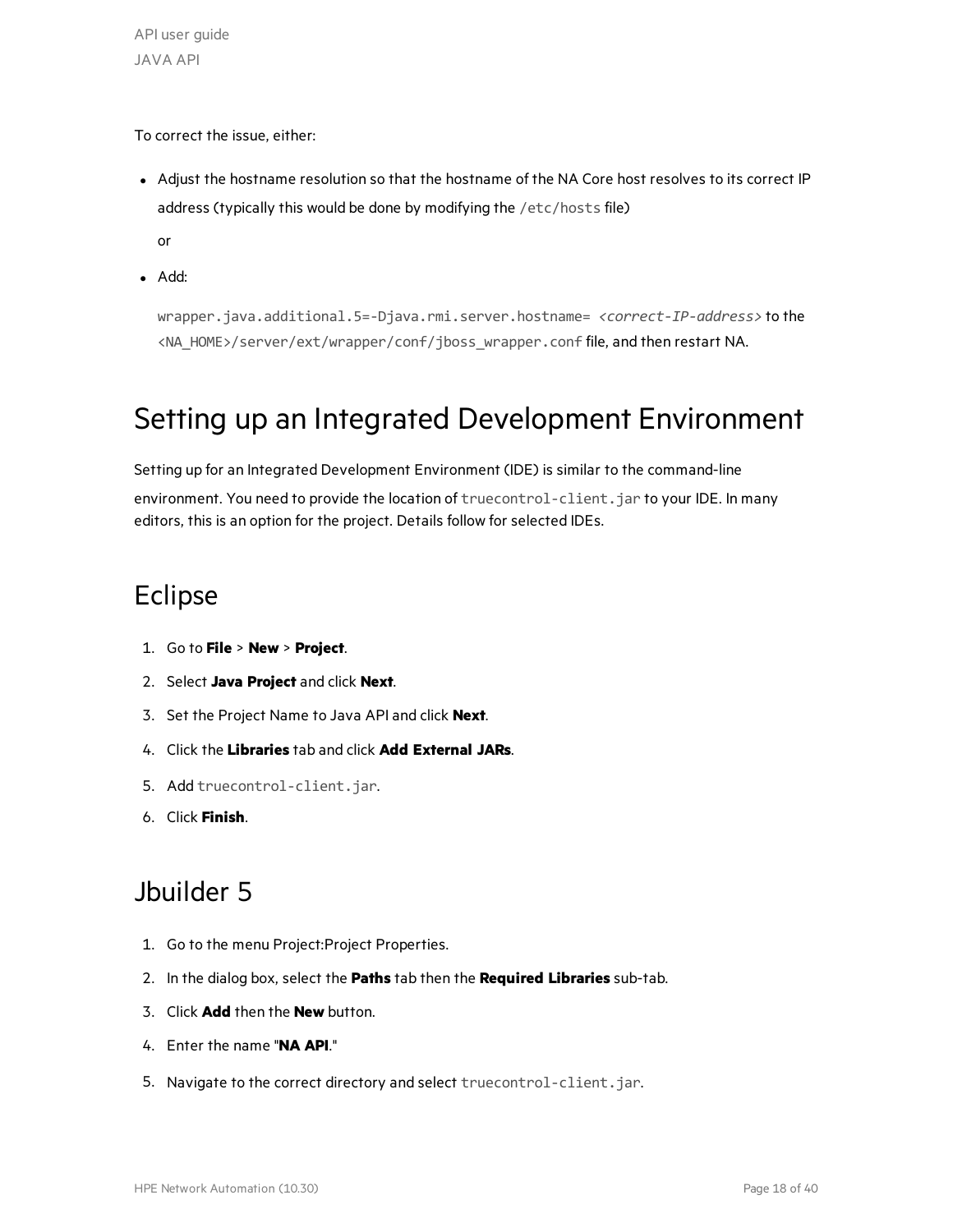To correct the issue, either:

- Adjust the hostname resolution so that the hostname of the NA Core host resolves to its correct IP address (typically this would be done by modifying the `/etc/hosts` file)

  or

- Add:

  `wrapper.java.additional.5=-Djava.rmi.server.hostname= <correct-IP-address>` to the `<NA_HOME>/server/ext/wrapper/conf/jboss_wrapper.conf` file, and then restart NA.

# Setting up an Integrated Development Environment

Setting up for an Integrated Development Environment (IDE) is similar to the command-line environment. You need to provide the location of `truecontrol-client.jar` to your IDE. In many editors, this is an option for the project. Details follow for selected IDEs.

## Eclipse

1. Go to **File** > **New** > **Project**.
2. Select **Java Project** and click **Next**.
3. Set the Project Name to Java API and click **Next**.
4. Click the **Libraries** tab and click **Add External JARs**.
5. Add `truecontrol-client.jar`.
6. Click **Finish**.

## Jbuilder 5

1. Go to the menu Project:Project Properties.
2. In the dialog box, select the **Paths** tab then the **Required Libraries** sub-tab.
3. Click **Add** then the **New** button.
4. Enter the name "**NA API**."
5. Navigate to the correct directory and select `truecontrol-client.jar`.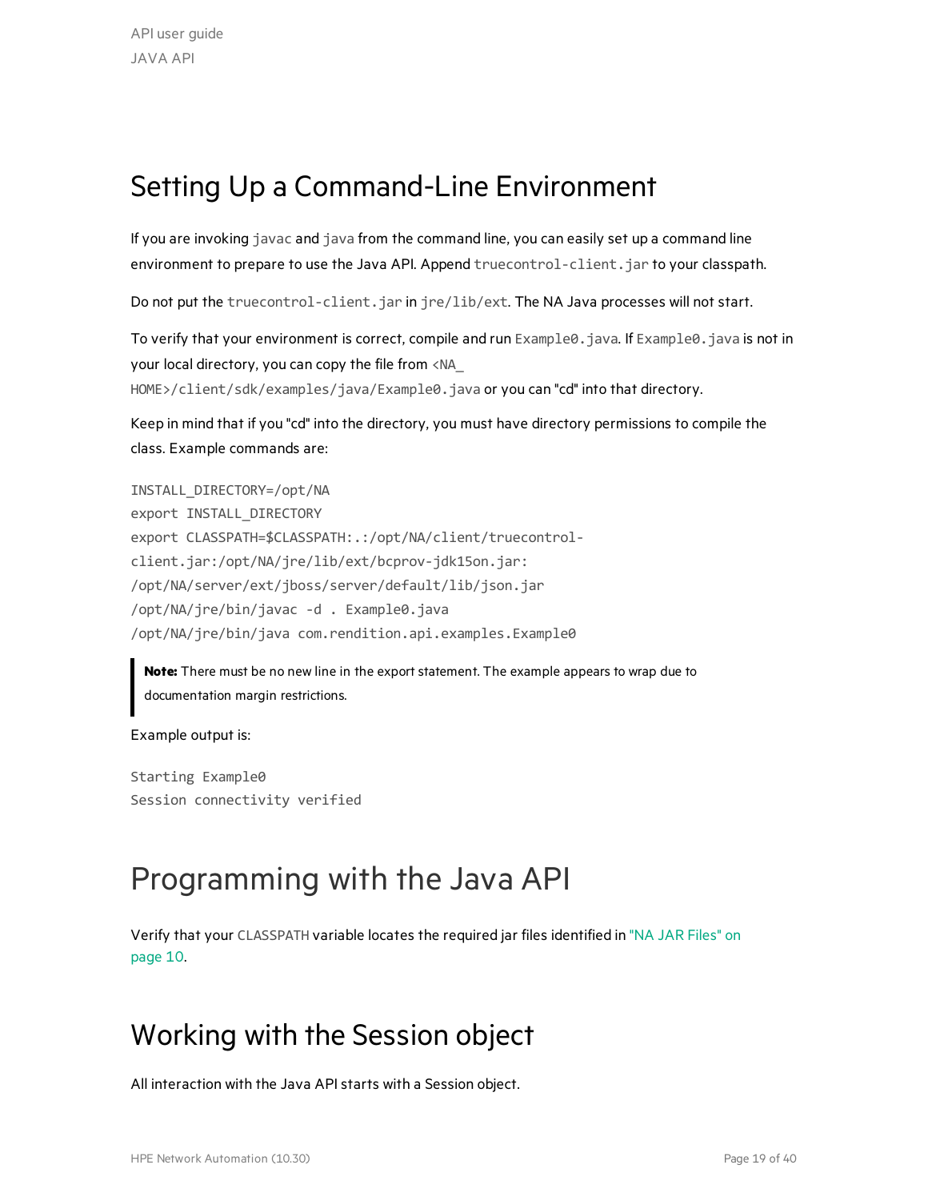## Setting Up a Command-Line Environment

If you are invoking `javac` and `java` from the command line, you can easily set up a command line environment to prepare to use the Java API. Append `truecontrol-client.jar` to your classpath.

Do not put the `truecontrol-client.jar` in `jre/lib/ext`. The NA Java processes will not start.

To verify that your environment is correct, compile and run `Example0.java`. If `Example0.java` is not in your local directory, you can copy the file from `<NA_HOME>/client/sdk/examples/java/Example0.java` or you can "cd" into that directory.

Keep in mind that if you "cd" into the directory, you must have directory permissions to compile the class. Example commands are:

```
INSTALL_DIRECTORY=/opt/NA
export INSTALL_DIRECTORY
export CLASSPATH=$CLASSPATH:.:/opt/NA/client/truecontrol-
client.jar:/opt/NA/jre/lib/ext/bcprov-jdk15on.jar:
/opt/NA/server/ext/jboss/server/default/lib/json.jar
/opt/NA/jre/bin/javac -d . Example0.java
/opt/NA/jre/bin/java com.rendition.api.examples.Example0
```

> **Note:** There must be no new line in the export statement. The example appears to wrap due to documentation margin restrictions.

Example output is:

```
Starting Example0
Session connectivity verified
```

## Programming with the Java API

Verify that your `CLASSPATH` variable locates the required jar files identified in "NA JAR Files" on page 10.

## Working with the Session object

All interaction with the Java API starts with a Session object.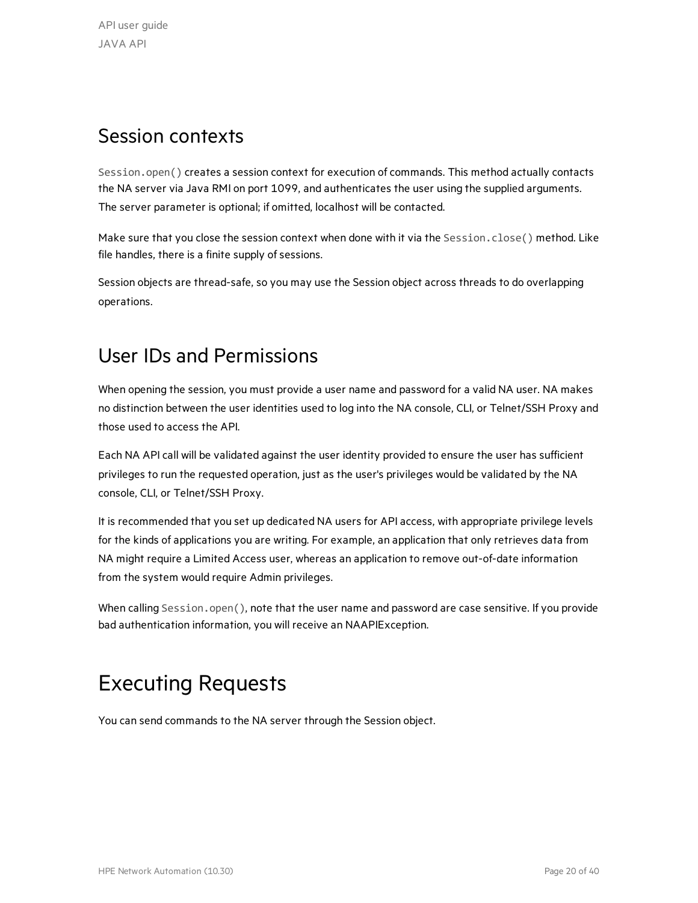## Session contexts

`Session.open()` creates a session context for execution of commands. This method actually contacts the NA server via Java RMI on port 1099, and authenticates the user using the supplied arguments. The server parameter is optional; if omitted, localhost will be contacted.

Make sure that you close the session context when done with it via the `Session.close()` method. Like file handles, there is a finite supply of sessions.

Session objects are thread-safe, so you may use the Session object across threads to do overlapping operations.

## User IDs and Permissions

When opening the session, you must provide a user name and password for a valid NA user. NA makes no distinction between the user identities used to log into the NA console, CLI, or Telnet/SSH Proxy and those used to access the API.

Each NA API call will be validated against the user identity provided to ensure the user has sufficient privileges to run the requested operation, just as the user's privileges would be validated by the NA console, CLI, or Telnet/SSH Proxy.

It is recommended that you set up dedicated NA users for API access, with appropriate privilege levels for the kinds of applications you are writing. For example, an application that only retrieves data from NA might require a Limited Access user, whereas an application to remove out-of-date information from the system would require Admin privileges.

When calling `Session.open()`, note that the user name and password are case sensitive. If you provide bad authentication information, you will receive an NAAPIException.

# Executing Requests

You can send commands to the NA server through the Session object.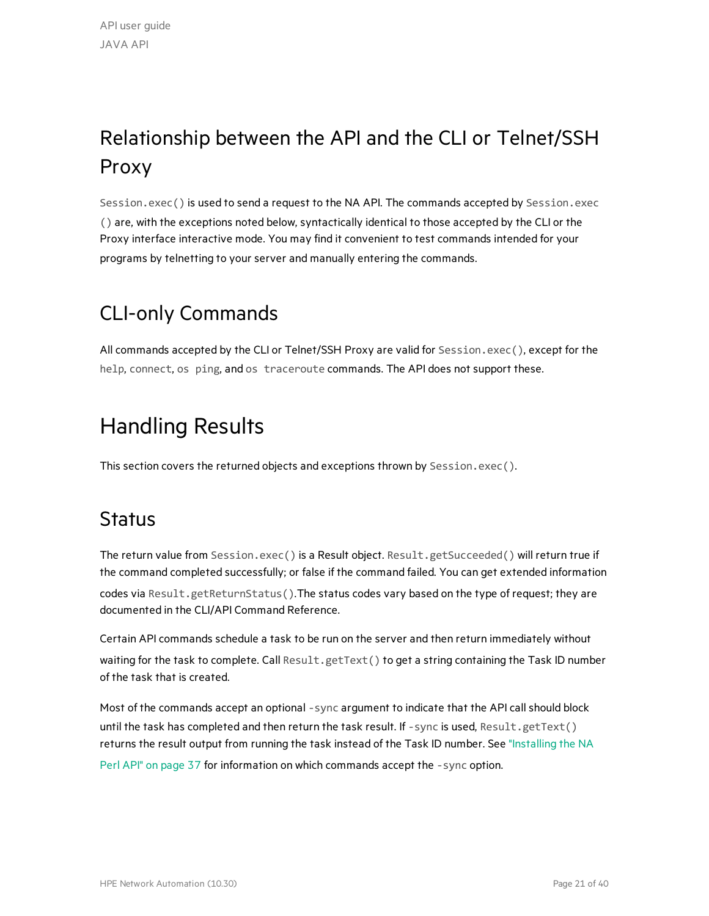# Relationship between the API and the CLI or Telnet/SSH Proxy

`Session.exec()` is used to send a request to the NA API. The commands accepted by `Session.exec()` are, with the exceptions noted below, syntactically identical to those accepted by the CLI or the Proxy interface interactive mode. You may find it convenient to test commands intended for your programs by telnetting to your server and manually entering the commands.

## CLI-only Commands

All commands accepted by the CLI or Telnet/SSH Proxy are valid for `Session.exec()`, except for the `help`, `connect`, `os ping`, and `os traceroute` commands. The API does not support these.

# Handling Results

This section covers the returned objects and exceptions thrown by `Session.exec()`.

## Status

The return value from `Session.exec()` is a Result object. `Result.getSucceeded()` will return true if the command completed successfully; or false if the command failed. You can get extended information codes via `Result.getReturnStatus()`.The status codes vary based on the type of request; they are documented in the CLI/API Command Reference.

Certain API commands schedule a task to be run on the server and then return immediately without waiting for the task to complete. Call `Result.getText()` to get a string containing the Task ID number of the task that is created.

Most of the commands accept an optional `-sync` argument to indicate that the API call should block until the task has completed and then return the task result. If `-sync` is used, `Result.getText()` returns the result output from running the task instead of the Task ID number. See "Installing the NA Perl API" on page 37 for information on which commands accept the `-sync` option.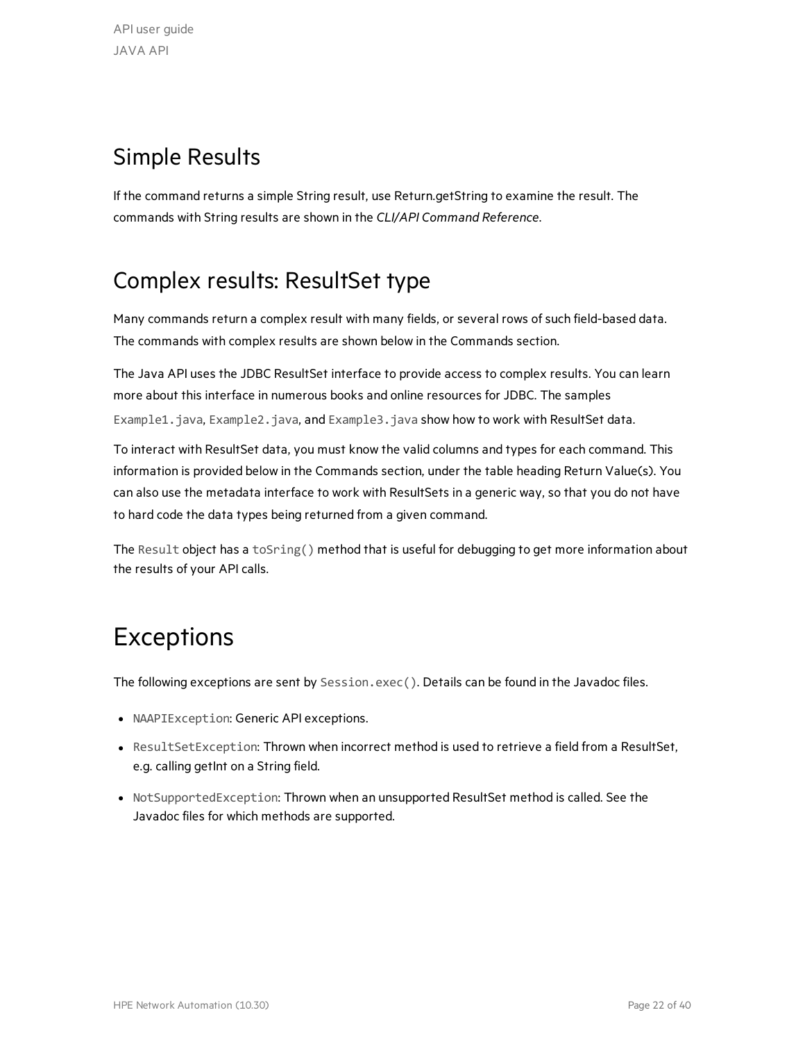## Simple Results

If the command returns a simple String result, use Return.getString to examine the result. The commands with String results are shown in the *CLI/API Command Reference*.

## Complex results: ResultSet type

Many commands return a complex result with many fields, or several rows of such field-based data. The commands with complex results are shown below in the Commands section.

The Java API uses the JDBC ResultSet interface to provide access to complex results. You can learn more about this interface in numerous books and online resources for JDBC. The samples `Example1.java`, `Example2.java`, and `Example3.java` show how to work with ResultSet data.

To interact with ResultSet data, you must know the valid columns and types for each command. This information is provided below in the Commands section, under the table heading Return Value(s). You can also use the metadata interface to work with ResultSets in a generic way, so that you do not have to hard code the data types being returned from a given command.

The `Result` object has a `toSring()` method that is useful for debugging to get more information about the results of your API calls.

# Exceptions

The following exceptions are sent by `Session.exec()`. Details can be found in the Javadoc files.

- `NAAPIException`: Generic API exceptions.
- `ResultSetException`: Thrown when incorrect method is used to retrieve a field from a ResultSet, e.g. calling getInt on a String field.
- `NotSupportedException`: Thrown when an unsupported ResultSet method is called. See the Javadoc files for which methods are supported.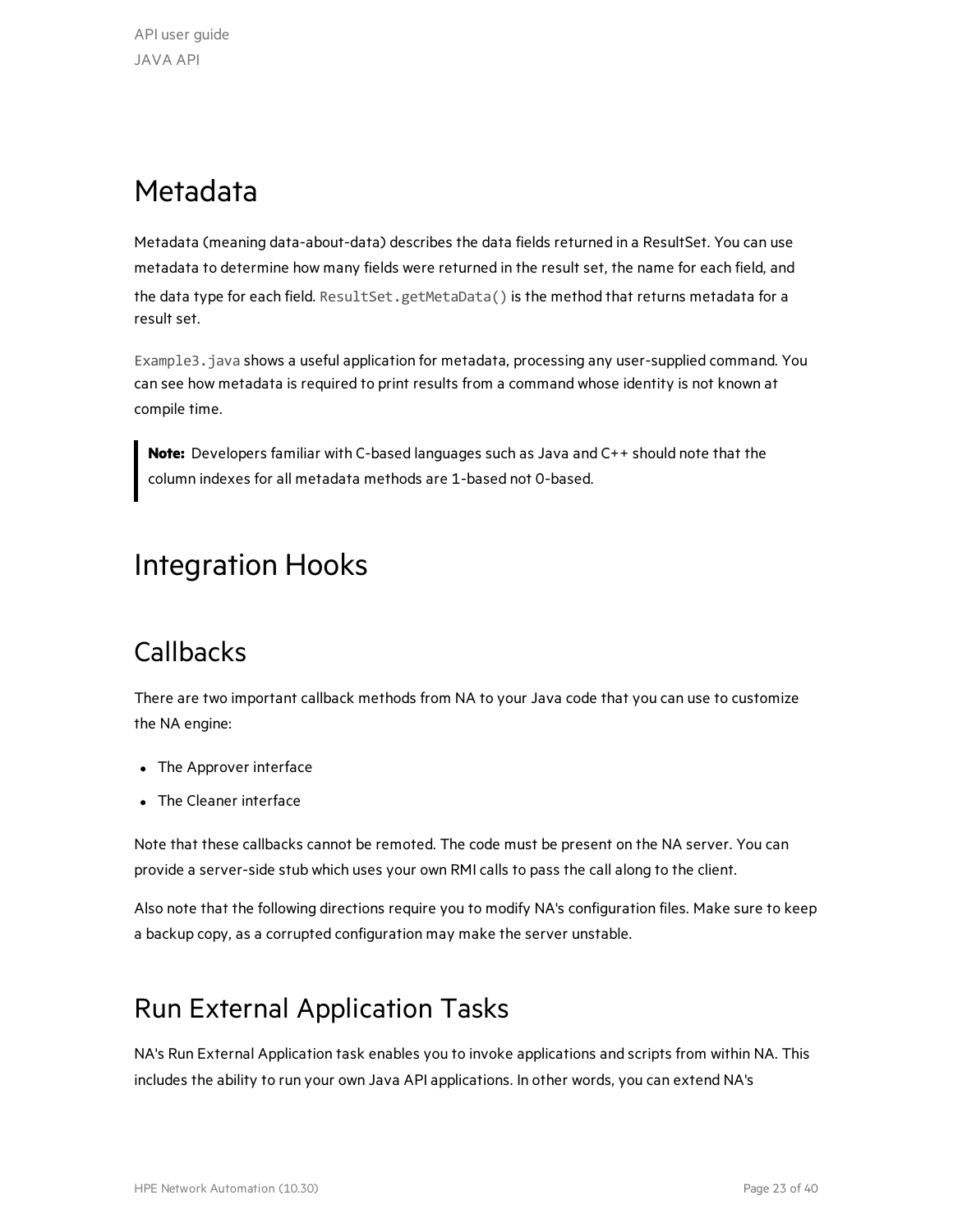# Metadata

Metadata (meaning data-about-data) describes the data fields returned in a ResultSet. You can use metadata to determine how many fields were returned in the result set, the name for each field, and the data type for each field. `ResultSet.getMetaData()` is the method that returns metadata for a result set.

`Example3.java` shows a useful application for metadata, processing any user-supplied command. You can see how metadata is required to print results from a command whose identity is not known at compile time.

> **Note:** Developers familiar with C-based languages such as Java and C++ should note that the column indexes for all metadata methods are 1-based not 0-based.

# Integration Hooks

## Callbacks

There are two important callback methods from NA to your Java code that you can use to customize the NA engine:

- The Approver interface
- The Cleaner interface

Note that these callbacks cannot be remoted. The code must be present on the NA server. You can provide a server-side stub which uses your own RMI calls to pass the call along to the client.

Also note that the following directions require you to modify NA's configuration files. Make sure to keep a backup copy, as a corrupted configuration may make the server unstable.

## Run External Application Tasks

NA's Run External Application task enables you to invoke applications and scripts from within NA. This includes the ability to run your own Java API applications. In other words, you can extend NA's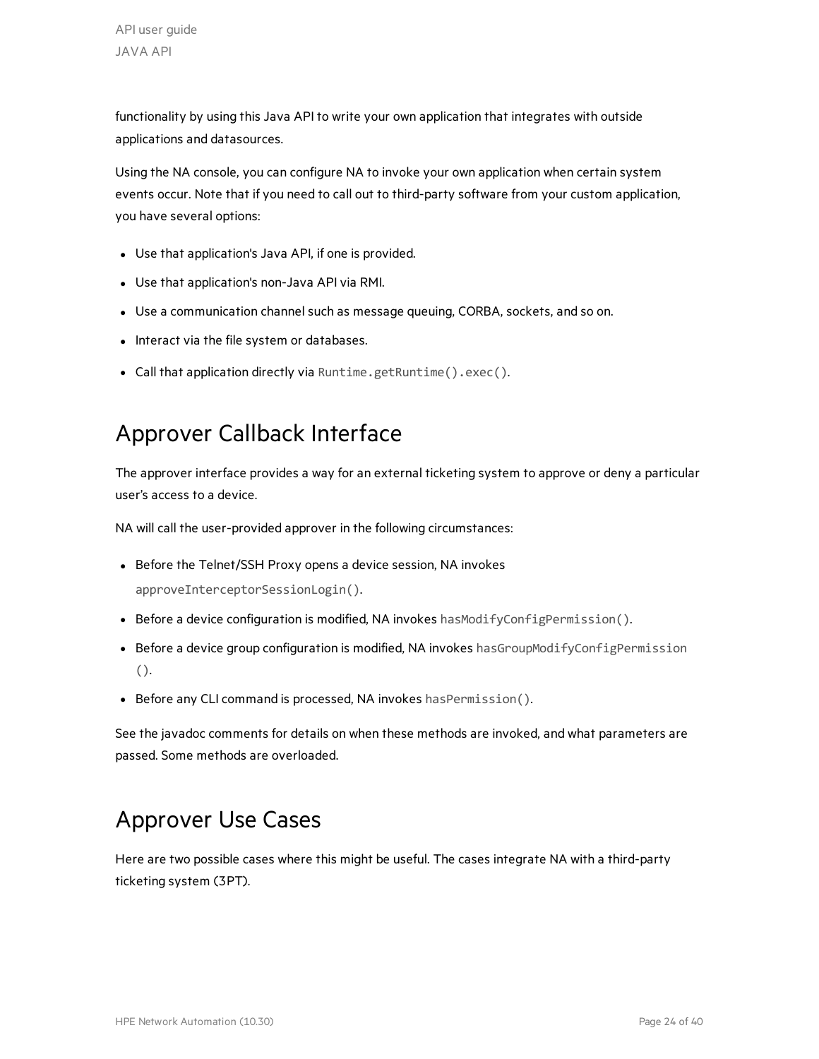functionality by using this Java API to write your own application that integrates with outside applications and datasources.

Using the NA console, you can configure NA to invoke your own application when certain system events occur. Note that if you need to call out to third-party software from your custom application, you have several options:

- Use that application's Java API, if one is provided.
- Use that application's non-Java API via RMI.
- Use a communication channel such as message queuing, CORBA, sockets, and so on.
- Interact via the file system or databases.
- Call that application directly via `Runtime.getRuntime().exec()`.

## Approver Callback Interface

The approver interface provides a way for an external ticketing system to approve or deny a particular user's access to a device.

NA will call the user-provided approver in the following circumstances:

- Before the Telnet/SSH Proxy opens a device session, NA invokes `approveInterceptorSessionLogin()`.
- Before a device configuration is modified, NA invokes `hasModifyConfigPermission()`.
- Before a device group configuration is modified, NA invokes `hasGroupModifyConfigPermission()`.
- Before any CLI command is processed, NA invokes `hasPermission()`.

See the javadoc comments for details on when these methods are invoked, and what parameters are passed. Some methods are overloaded.

## Approver Use Cases

Here are two possible cases where this might be useful. The cases integrate NA with a third-party ticketing system (3PT).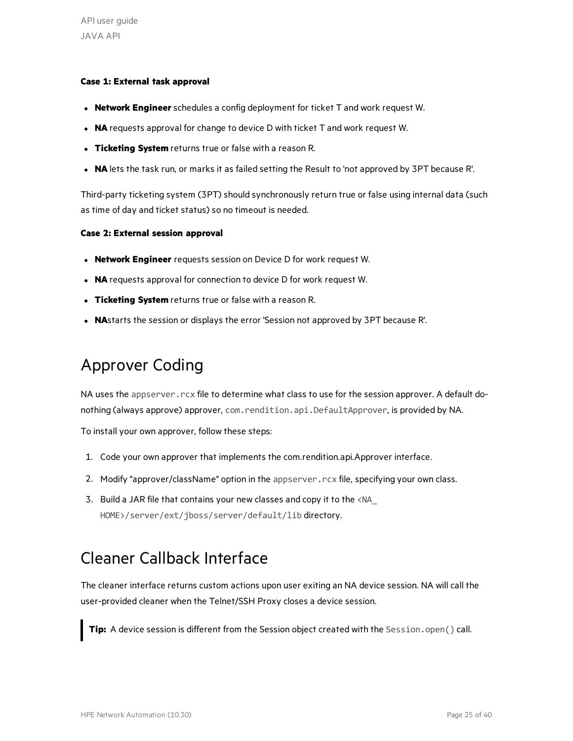**Case 1: External task approval**

- **Network Engineer** schedules a config deployment for ticket T and work request W.
- **NA** requests approval for change to device D with ticket T and work request W.
- **Ticketing System** returns true or false with a reason R.
- **NA** lets the task run, or marks it as failed setting the Result to 'not approved by 3PT because R'.

Third-party ticketing system (3PT) should synchronously return true or false using internal data (such as time of day and ticket status) so no timeout is needed.

**Case 2: External session approval**

- **Network Engineer** requests session on Device D for work request W.
- **NA** requests approval for connection to device D for work request W.
- **Ticketing System** returns true or false with a reason R.
- **NA**starts the session or displays the error 'Session not approved by 3PT because R'.

# Approver Coding

NA uses the `appserver.rcx` file to determine what class to use for the session approver. A default do-nothing (always approve) approver, `com.rendition.api.DefaultApprover`, is provided by NA.

To install your own approver, follow these steps:

1. Code your own approver that implements the com.rendition.api.Approver interface.
2. Modify "approver/className" option in the `appserver.rcx` file, specifying your own class.
3. Build a JAR file that contains your new classes and copy it to the `<NA_HOME>/server/ext/jboss/server/default/lib` directory.

# Cleaner Callback Interface

The cleaner interface returns custom actions upon user exiting an NA device session. NA will call the user-provided cleaner when the Telnet/SSH Proxy closes a device session.

> **Tip:** A device session is different from the Session object created with the `Session.open()` call.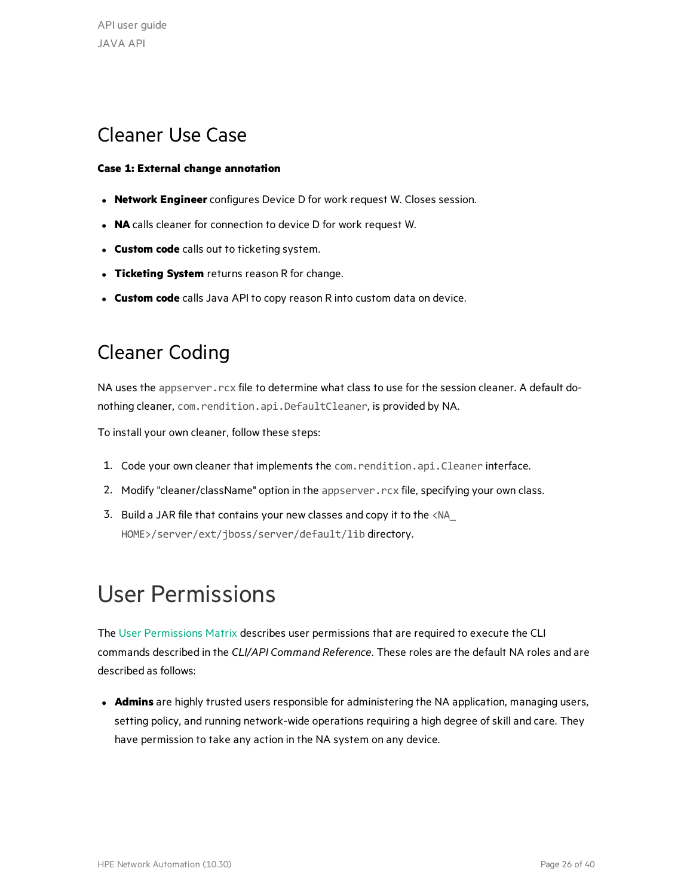## Cleaner Use Case

**Case 1: External change annotation**

- **Network Engineer** configures Device D for work request W. Closes session.
- **NA** calls cleaner for connection to device D for work request W.
- **Custom code** calls out to ticketing system.
- **Ticketing System** returns reason R for change.
- **Custom code** calls Java API to copy reason R into custom data on device.

## Cleaner Coding

NA uses the `appserver.rcx` file to determine what class to use for the session cleaner. A default do-nothing cleaner, `com.rendition.api.DefaultCleaner`, is provided by NA.

To install your own cleaner, follow these steps:

1. Code your own cleaner that implements the `com.rendition.api.Cleaner` interface.
2. Modify "cleaner/className" option in the `appserver.rcx` file, specifying your own class.
3. Build a JAR file that contains your new classes and copy it to the `<NA_HOME>/server/ext/jboss/server/default/lib` directory.

# User Permissions

The User Permissions Matrix describes user permissions that are required to execute the CLI commands described in the *CLI/API Command Reference*. These roles are the default NA roles and are described as follows:

- **Admins** are highly trusted users responsible for administering the NA application, managing users, setting policy, and running network-wide operations requiring a high degree of skill and care. They have permission to take any action in the NA system on any device.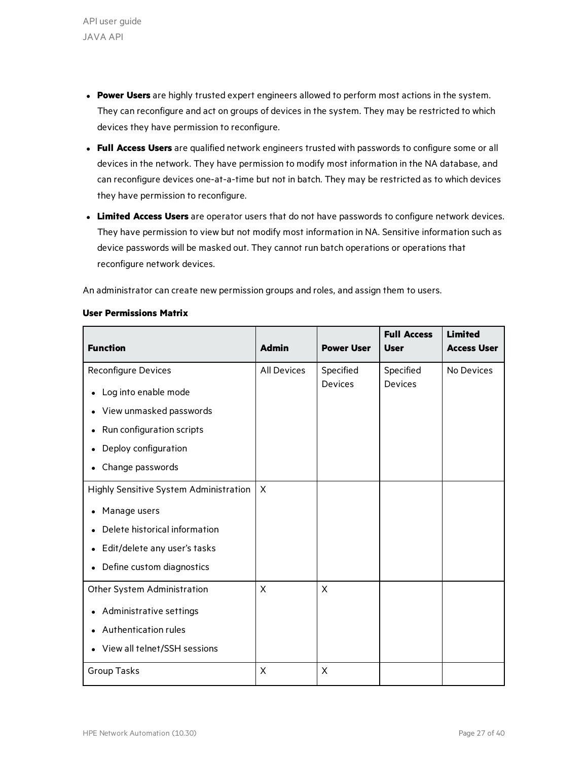- **Power Users** are highly trusted expert engineers allowed to perform most actions in the system. They can reconfigure and act on groups of devices in the system. They may be restricted to which devices they have permission to reconfigure.
- **Full Access Users** are qualified network engineers trusted with passwords to configure some or all devices in the network. They have permission to modify most information in the NA database, and can reconfigure devices one-at-a-time but not in batch. They may be restricted as to which devices they have permission to reconfigure.
- **Limited Access Users** are operator users that do not have passwords to configure network devices. They have permission to view but not modify most information in NA. Sensitive information such as device passwords will be masked out. They cannot run batch operations or operations that reconfigure network devices.

An administrator can create new permission groups and roles, and assign them to users.

**User Permissions Matrix**

| Function | Admin | Power User | Full Access User | Limited Access User |
|---|---|---|---|---|
| Reconfigure Devices<br>• Log into enable mode<br>• View unmasked passwords<br>• Run configuration scripts<br>• Deploy configuration<br>• Change passwords | All Devices | Specified Devices | Specified Devices | No Devices |
| Highly Sensitive System Administration<br>• Manage users<br>• Delete historical information<br>• Edit/delete any user's tasks<br>• Define custom diagnostics | X | | | |
| Other System Administration<br>• Administrative settings<br>• Authentication rules<br>• View all telnet/SSH sessions | X | X | | |
| Group Tasks | X | X | | |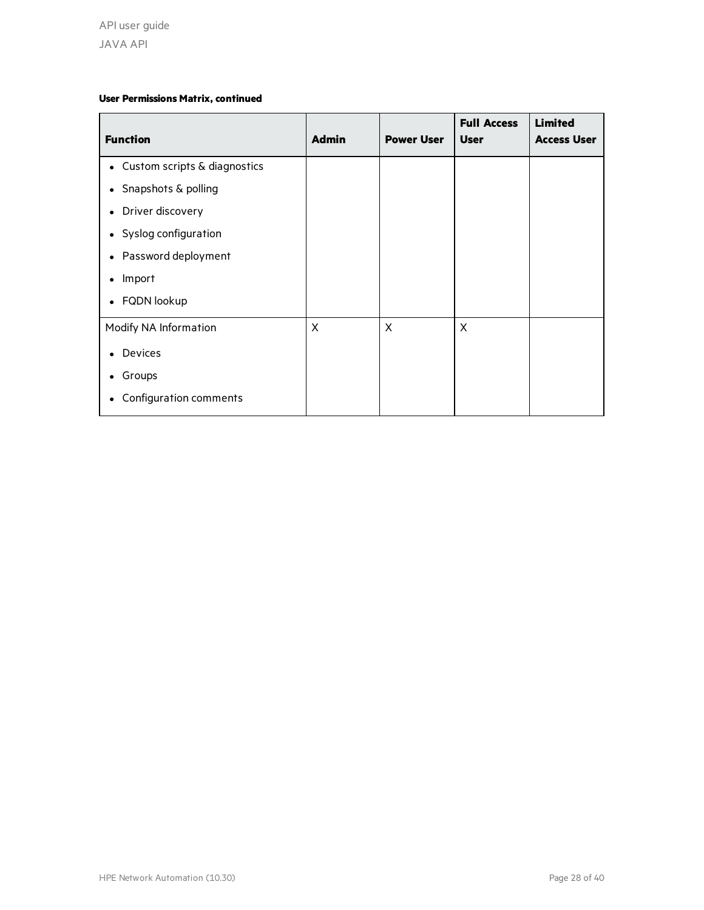**User Permissions Matrix, continued**

| Function | Admin | Power User | Full Access User | Limited Access User |
|---|---|---|---|---|
| • Custom scripts & diagnostics<br>• Snapshots & polling<br>• Driver discovery<br>• Syslog configuration<br>• Password deployment<br>• Import<br>• FQDN lookup | | | | |
| Modify NA Information<br>• Devices<br>• Groups<br>• Configuration comments | X | X | X | |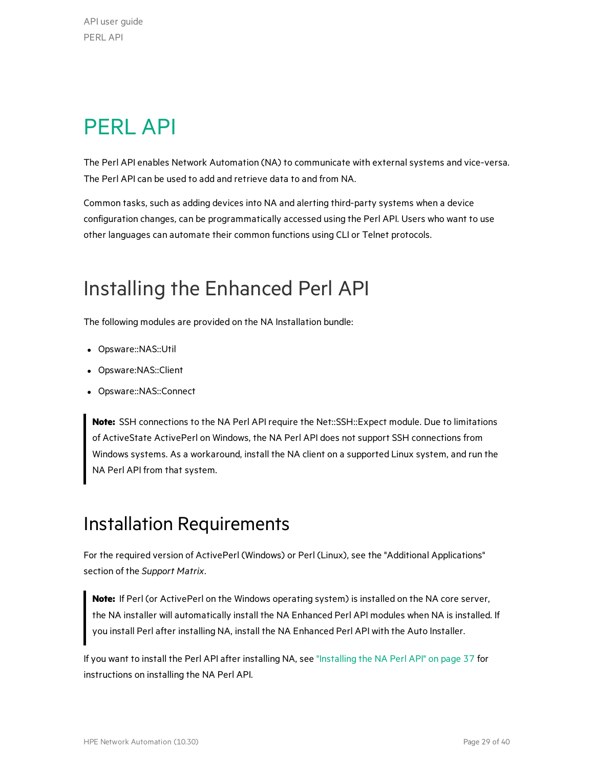# PERL API

The Perl API enables Network Automation (NA) to communicate with external systems and vice-versa. The Perl API can be used to add and retrieve data to and from NA.

Common tasks, such as adding devices into NA and alerting third-party systems when a device configuration changes, can be programmatically accessed using the Perl API. Users who want to use other languages can automate their common functions using CLI or Telnet protocols.

## Installing the Enhanced Perl API

The following modules are provided on the NA Installation bundle:

- Opsware::NAS::Util
- Opsware:NAS::Client
- Opsware::NAS::Connect

> **Note:** SSH connections to the NA Perl API require the Net::SSH::Expect module. Due to limitations of ActiveState ActivePerl on Windows, the NA Perl API does not support SSH connections from Windows systems. As a workaround, install the NA client on a supported Linux system, and run the NA Perl API from that system.

## Installation Requirements

For the required version of ActivePerl (Windows) or Perl (Linux), see the "Additional Applications" section of the *Support Matrix*.

> **Note:** If Perl (or ActivePerl on the Windows operating system) is installed on the NA core server, the NA installer will automatically install the NA Enhanced Perl API modules when NA is installed. If you install Perl after installing NA, install the NA Enhanced Perl API with the Auto Installer.

If you want to install the Perl API after installing NA, see "Installing the NA Perl API" on page 37 for instructions on installing the NA Perl API.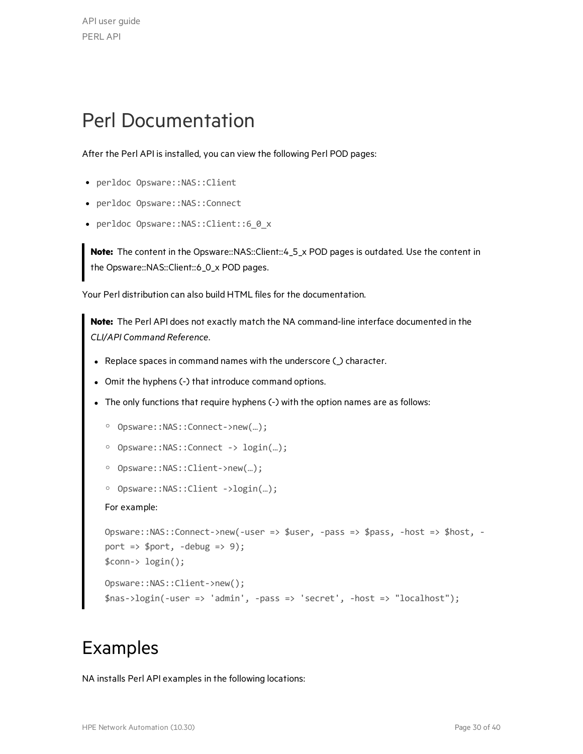# Perl Documentation

After the Perl API is installed, you can view the following Perl POD pages:

- `perldoc Opsware::NAS::Client`
- `perldoc Opsware::NAS::Connect`
- `perldoc Opsware::NAS::Client::6_0_x`

> **Note:** The content in the Opsware::NAS::Client::4_5_x POD pages is outdated. Use the content in the Opsware::NAS::Client::6_0_x POD pages.

Your Perl distribution can also build HTML files for the documentation.

> **Note:** The Perl API does not exactly match the NA command-line interface documented in the *CLI/API Command Reference*.
>
> - Replace spaces in command names with the underscore (_) character.
> - Omit the hyphens (-) that introduce command options.
> - The only functions that require hyphens (-) with the option names are as follows:
>     - `Opsware::NAS::Connect->new(…);`
>     - `Opsware::NAS::Connect -> login(…);`
>     - `Opsware::NAS::Client->new(…);`
>     - `Opsware::NAS::Client ->login(…);`
>
>   For example:
>
> ```
> Opsware::NAS::Connect->new(-user => $user, -pass => $pass, -host => $host, -
> port => $port, -debug => 9);
> $conn-> login();
> ```
>
> ```
> Opsware::NAS::Client->new();
> $nas->login(-user => 'admin', -pass => 'secret', -host => "localhost");
> ```

# Examples

NA installs Perl API examples in the following locations: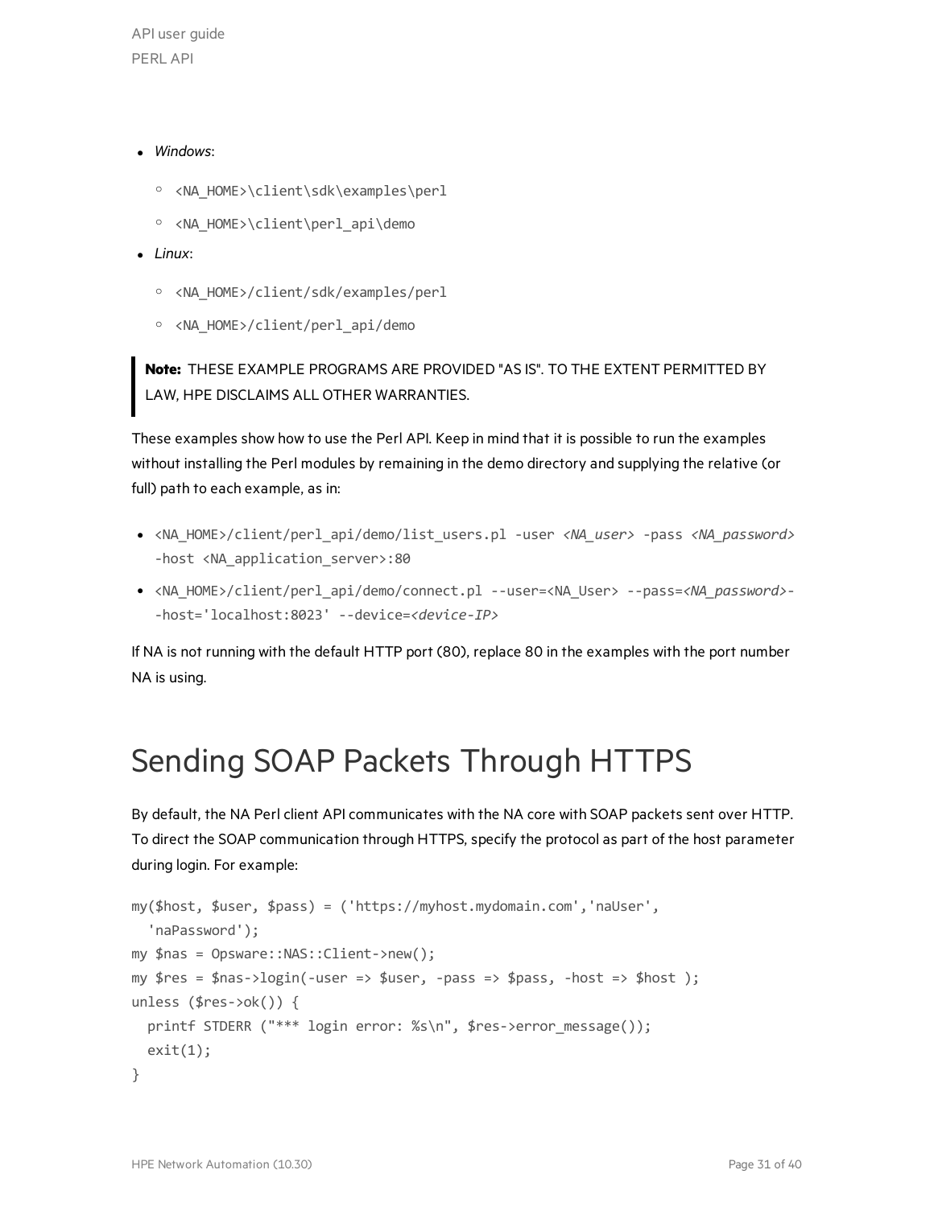- *Windows*:
  - `<NA_HOME>\client\sdk\examples\perl`
  - `<NA_HOME>\client\perl_api\demo`
- *Linux*:
  - `<NA_HOME>/client/sdk/examples/perl`
  - `<NA_HOME>/client/perl_api/demo`

> **Note:** THESE EXAMPLE PROGRAMS ARE PROVIDED "AS IS". TO THE EXTENT PERMITTED BY LAW, HPE DISCLAIMS ALL OTHER WARRANTIES.

These examples show how to use the Perl API. Keep in mind that it is possible to run the examples without installing the Perl modules by remaining in the demo directory and supplying the relative (or full) path to each example, as in:

- `<NA_HOME>/client/perl_api/demo/list_users.pl -user <NA_user> -pass <NA_password> -host <NA_application_server>:80`
- `<NA_HOME>/client/perl_api/demo/connect.pl --user=<NA_User> --pass=<NA_password>--host='localhost:8023' --device=<device-IP>`

If NA is not running with the default HTTP port (80), replace 80 in the examples with the port number NA is using.

# Sending SOAP Packets Through HTTPS

By default, the NA Perl client API communicates with the NA core with SOAP packets sent over HTTP. To direct the SOAP communication through HTTPS, specify the protocol as part of the host parameter during login. For example:

```
my($host, $user, $pass) = ('https://myhost.mydomain.com','naUser',
  'naPassword');
my $nas = Opsware::NAS::Client->new();
my $res = $nas->login(-user => $user, -pass => $pass, -host => $host );
unless ($res->ok()) {
  printf STDERR ("*** login error: %s\n", $res->error_message());
  exit(1);
}
```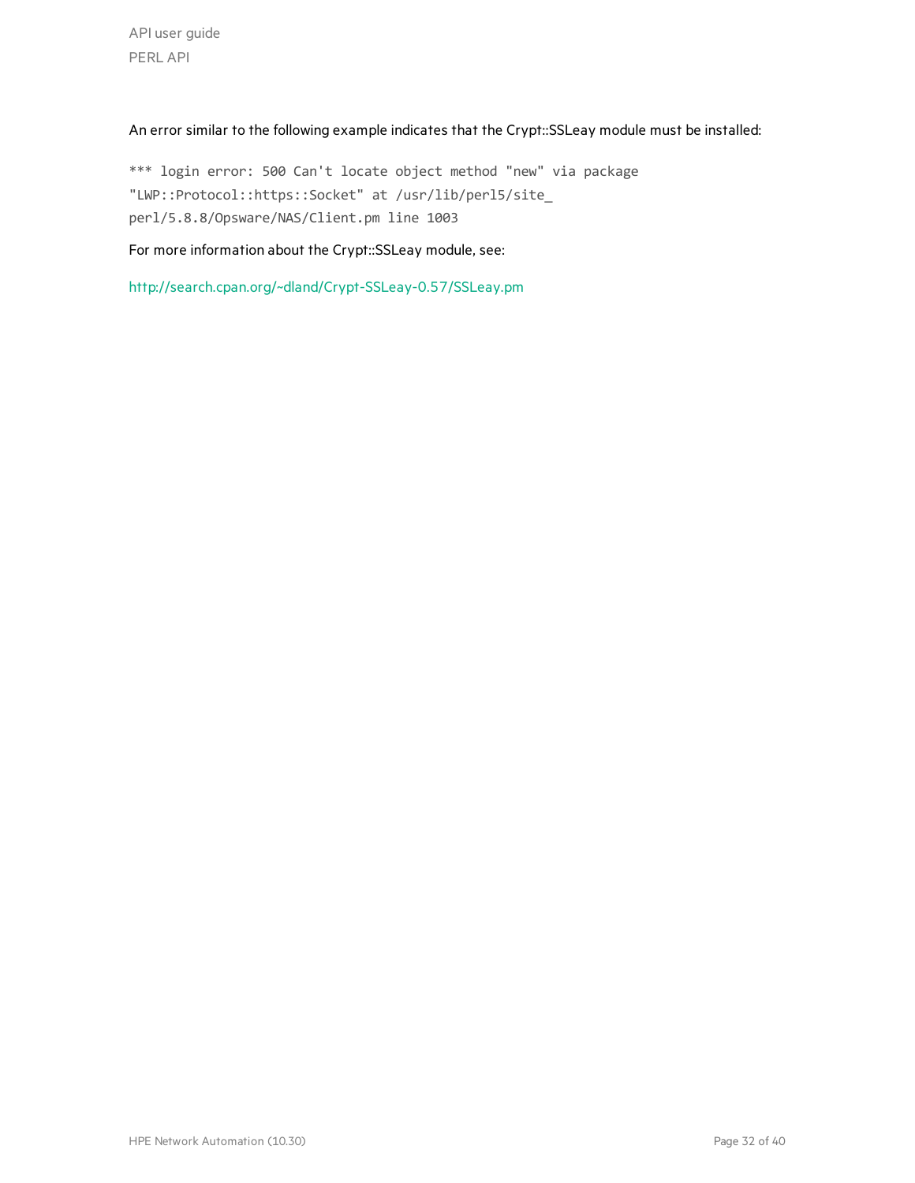An error similar to the following example indicates that the Crypt::SSLeay module must be installed:

```
*** login error: 500 Can't locate object method "new" via package
"LWP::Protocol::https::Socket" at /usr/lib/perl5/site_
perl/5.8.8/Opsware/NAS/Client.pm line 1003
```

For more information about the Crypt::SSLeay module, see:

http://search.cpan.org/~dland/Crypt-SSLeay-0.57/SSLeay.pm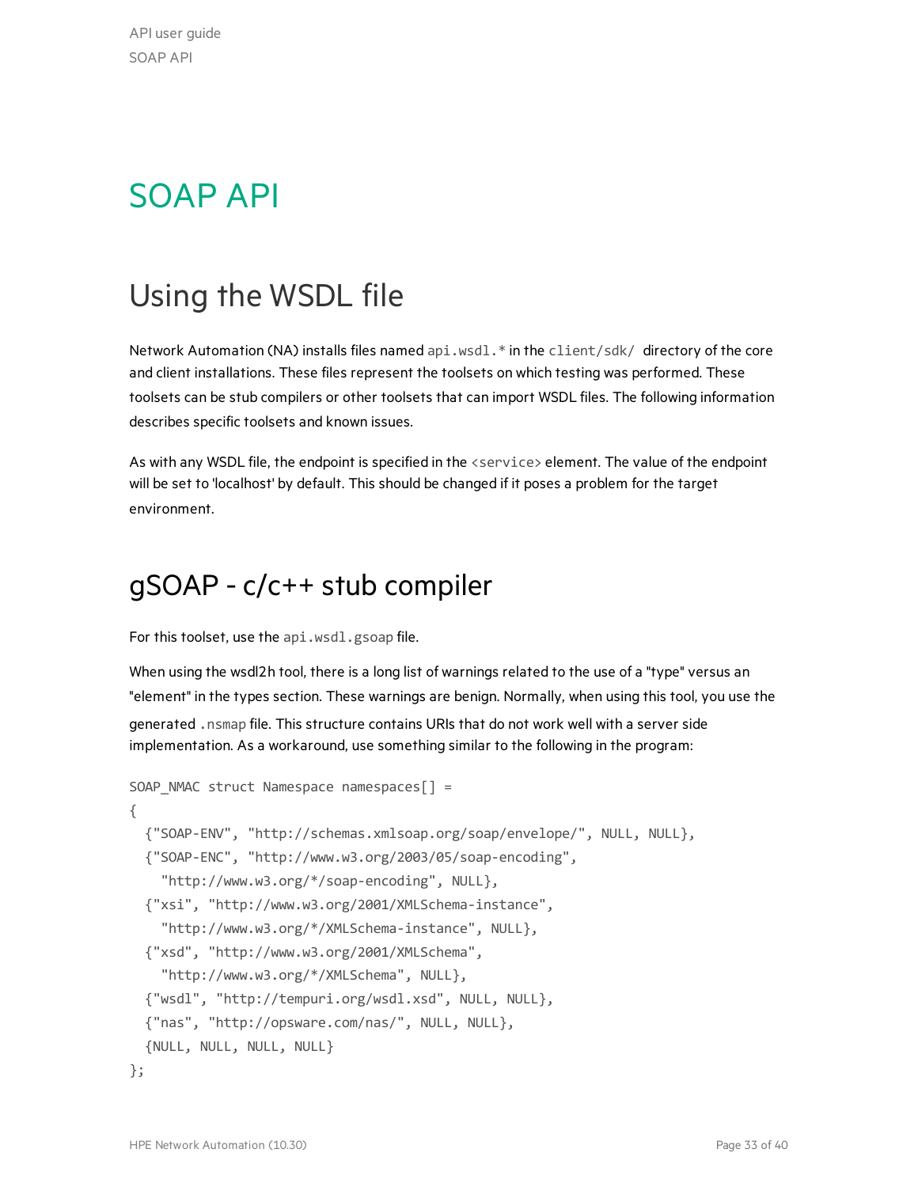# SOAP API

## Using the WSDL file

Network Automation (NA) installs files named `api.wsdl.*` in the `client/sdk/` directory of the core and client installations. These files represent the toolsets on which testing was performed. These toolsets can be stub compilers or other toolsets that can import WSDL files. The following information describes specific toolsets and known issues.

As with any WSDL file, the endpoint is specified in the `<service>` element. The value of the endpoint will be set to 'localhost' by default. This should be changed if it poses a problem for the target environment.

## gSOAP - c/c++ stub compiler

For this toolset, use the `api.wsdl.gsoap` file.

When using the wsdl2h tool, there is a long list of warnings related to the use of a "type" versus an "element" in the types section. These warnings are benign. Normally, when using this tool, you use the generated `.nsmap` file. This structure contains URIs that do not work well with a server side implementation. As a workaround, use something similar to the following in the program:

```
SOAP_NMAC struct Namespace namespaces[] =
{
  {"SOAP-ENV", "http://schemas.xmlsoap.org/soap/envelope/", NULL, NULL},
  {"SOAP-ENC", "http://www.w3.org/2003/05/soap-encoding",
    "http://www.w3.org/*/soap-encoding", NULL},
  {"xsi", "http://www.w3.org/2001/XMLSchema-instance",
    "http://www.w3.org/*/XMLSchema-instance", NULL},
  {"xsd", "http://www.w3.org/2001/XMLSchema",
    "http://www.w3.org/*/XMLSchema", NULL},
  {"wsdl", "http://tempuri.org/wsdl.xsd", NULL, NULL},
  {"nas", "http://opsware.com/nas/", NULL, NULL},
  {NULL, NULL, NULL, NULL}
};
```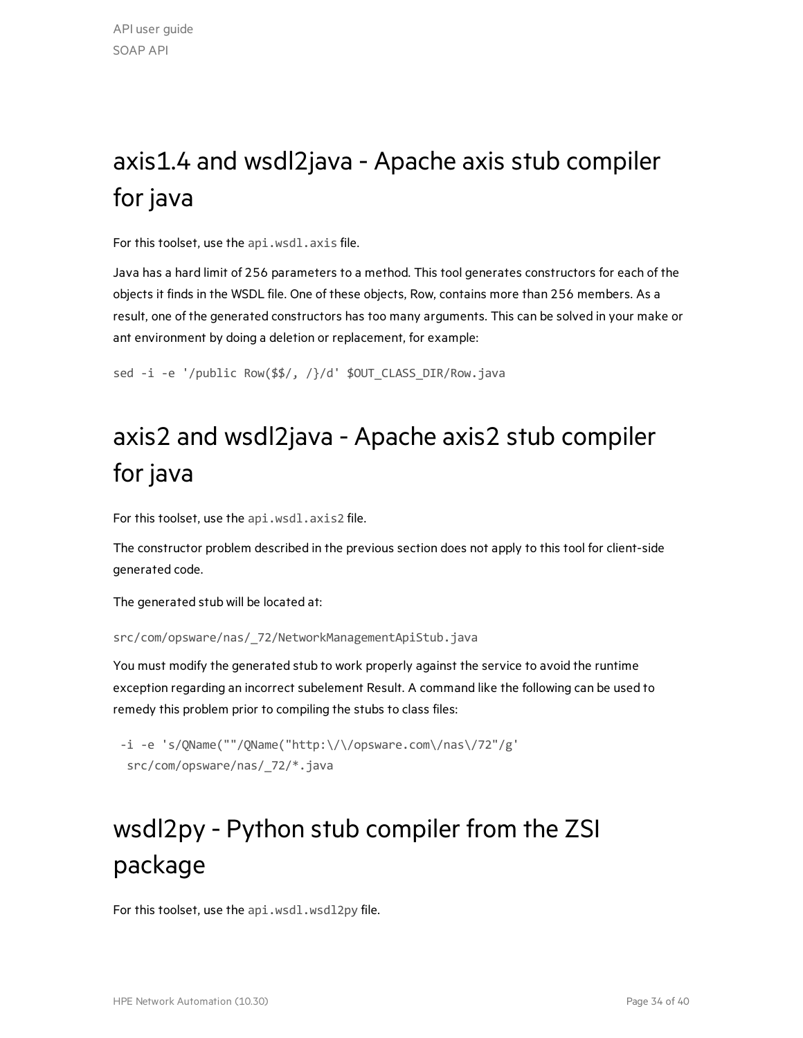# axis1.4 and wsdl2java - Apache axis stub compiler for java

For this toolset, use the `api.wsdl.axis` file.

Java has a hard limit of 256 parameters to a method. This tool generates constructors for each of the objects it finds in the WSDL file. One of these objects, Row, contains more than 256 members. As a result, one of the generated constructors has too many arguments. This can be solved in your make or ant environment by doing a deletion or replacement, for example:

```
sed -i -e '/public Row($$/, /}/d' $OUT_CLASS_DIR/Row.java
```

# axis2 and wsdl2java - Apache axis2 stub compiler for java

For this toolset, use the `api.wsdl.axis2` file.

The constructor problem described in the previous section does not apply to this tool for client-side generated code.

The generated stub will be located at:

```
src/com/opsware/nas/_72/NetworkManagementApiStub.java
```

You must modify the generated stub to work properly against the service to avoid the runtime exception regarding an incorrect subelement Result. A command like the following can be used to remedy this problem prior to compiling the stubs to class files:

```
 -i -e 's/QName(""/QName("http:\/\/opsware.com\/nas\/72"/g'
  src/com/opsware/nas/_72/*.java
```

# wsdl2py - Python stub compiler from the ZSI package

For this toolset, use the `api.wsdl.wsdl2py` file.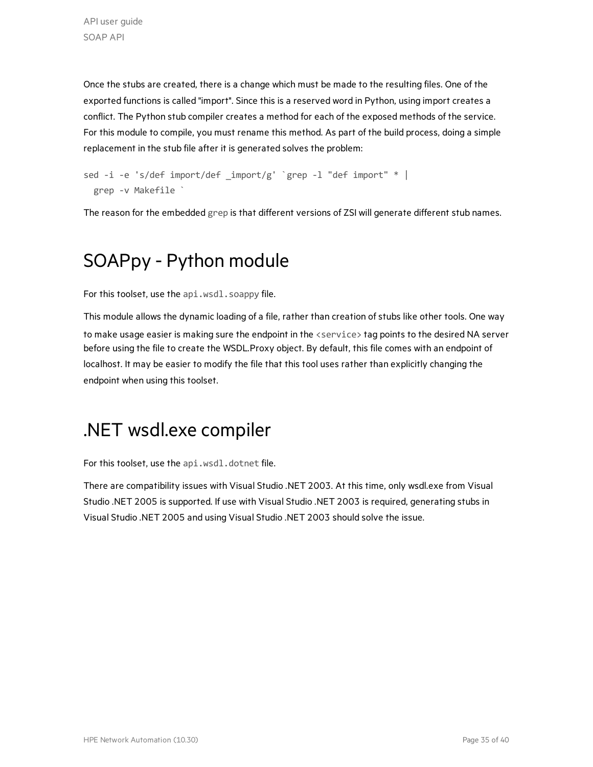Once the stubs are created, there is a change which must be made to the resulting files. One of the exported functions is called "import". Since this is a reserved word in Python, using import creates a conflict. The Python stub compiler creates a method for each of the exposed methods of the service. For this module to compile, you must rename this method. As part of the build process, doing a simple replacement in the stub file after it is generated solves the problem:

```
sed -i -e 's/def import/def _import/g' `grep -l "def import" * |
  grep -v Makefile `
```

The reason for the embedded `grep` is that different versions of ZSI will generate different stub names.

# SOAPpy - Python module

For this toolset, use the `api.wsdl.soappy` file.

This module allows the dynamic loading of a file, rather than creation of stubs like other tools. One way to make usage easier is making sure the endpoint in the `<service>` tag points to the desired NA server before using the file to create the WSDL.Proxy object. By default, this file comes with an endpoint of localhost. It may be easier to modify the file that this tool uses rather than explicitly changing the endpoint when using this toolset.

# .NET wsdl.exe compiler

For this toolset, use the `api.wsdl.dotnet` file.

There are compatibility issues with Visual Studio .NET 2003. At this time, only wsdl.exe from Visual Studio .NET 2005 is supported. If use with Visual Studio .NET 2003 is required, generating stubs in Visual Studio .NET 2005 and using Visual Studio .NET 2003 should solve the issue.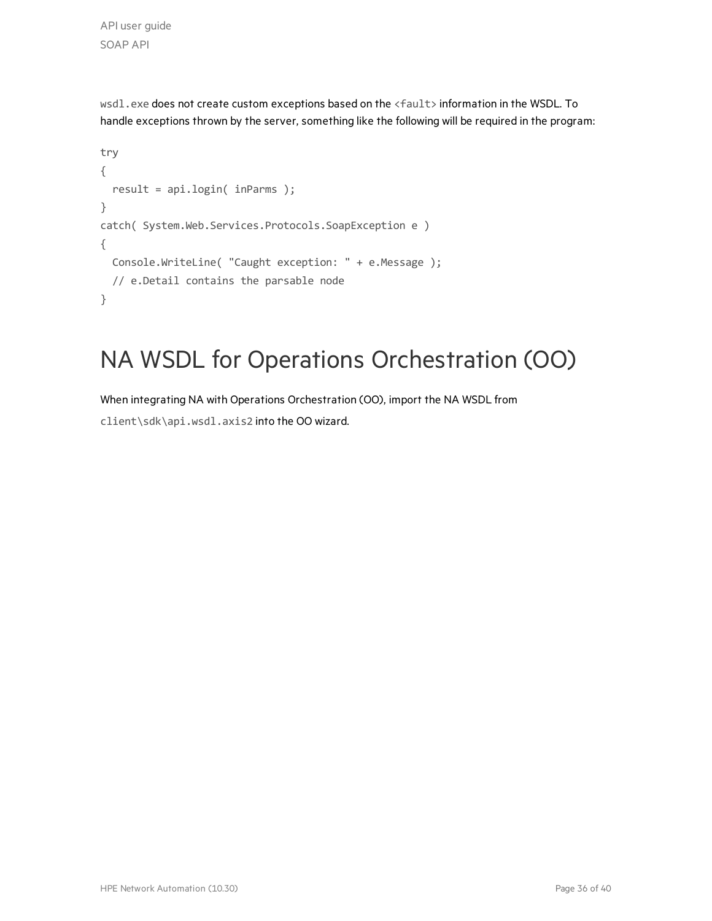`wsdl.exe` does not create custom exceptions based on the `<fault>` information in the WSDL. To handle exceptions thrown by the server, something like the following will be required in the program:

```
try
{
  result = api.login( inParms );
}
catch( System.Web.Services.Protocols.SoapException e )
{
  Console.WriteLine( "Caught exception: " + e.Message );
  // e.Detail contains the parsable node
}
```

# NA WSDL for Operations Orchestration (OO)

When integrating NA with Operations Orchestration (OO), import the NA WSDL from `client\sdk\api.wsdl.axis2` into the OO wizard.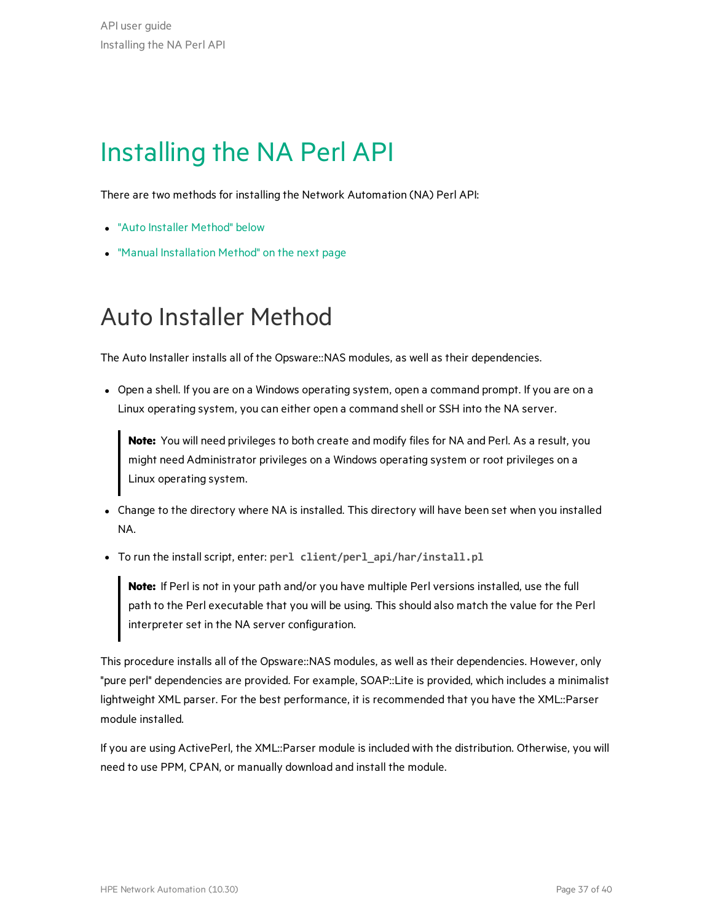# Installing the NA Perl API

There are two methods for installing the Network Automation (NA) Perl API:

- "Auto Installer Method" below
- "Manual Installation Method" on the next page

## Auto Installer Method

The Auto Installer installs all of the Opsware::NAS modules, as well as their dependencies.

- Open a shell. If you are on a Windows operating system, open a command prompt. If you are on a Linux operating system, you can either open a command shell or SSH into the NA server.

  > **Note:** You will need privileges to both create and modify files for NA and Perl. As a result, you might need Administrator privileges on a Windows operating system or root privileges on a Linux operating system.

- Change to the directory where NA is installed. This directory will have been set when you installed NA.
- To run the install script, enter: `perl client/perl_api/har/install.pl`

  > **Note:** If Perl is not in your path and/or you have multiple Perl versions installed, use the full path to the Perl executable that you will be using. This should also match the value for the Perl interpreter set in the NA server configuration.

This procedure installs all of the Opsware::NAS modules, as well as their dependencies. However, only "pure perl" dependencies are provided. For example, SOAP::Lite is provided, which includes a minimalist lightweight XML parser. For the best performance, it is recommended that you have the XML::Parser module installed.

If you are using ActivePerl, the XML::Parser module is included with the distribution. Otherwise, you will need to use PPM, CPAN, or manually download and install the module.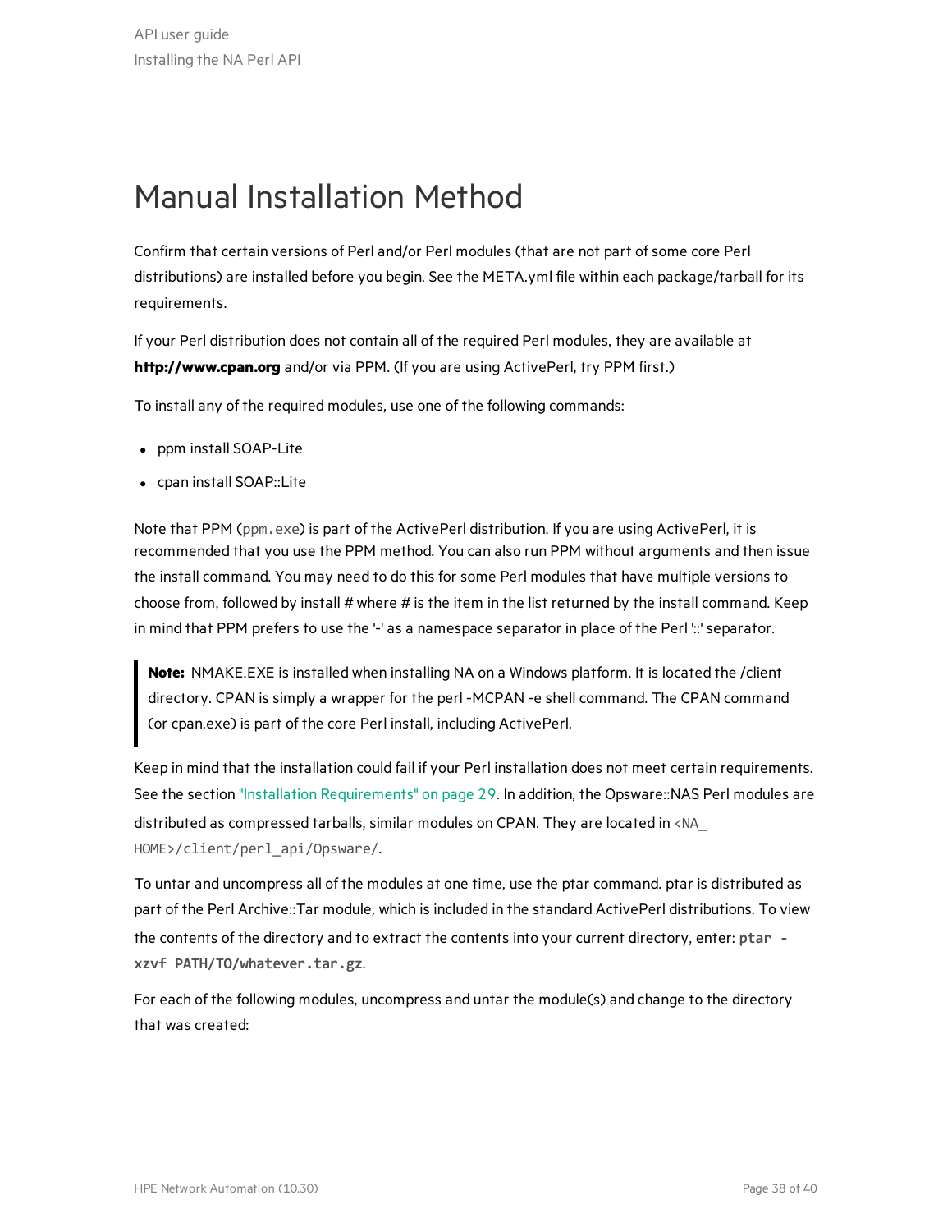# Manual Installation Method

Confirm that certain versions of Perl and/or Perl modules (that are not part of some core Perl distributions) are installed before you begin. See the META.yml file within each package/tarball for its requirements.

If your Perl distribution does not contain all of the required Perl modules, they are available at **http://www.cpan.org** and/or via PPM. (If you are using ActivePerl, try PPM first.)

To install any of the required modules, use one of the following commands:

- ppm install SOAP-Lite
- cpan install SOAP::Lite

Note that PPM (`ppm.exe`) is part of the ActivePerl distribution. If you are using ActivePerl, it is recommended that you use the PPM method. You can also run PPM without arguments and then issue the install command. You may need to do this for some Perl modules that have multiple versions to choose from, followed by install # where # is the item in the list returned by the install command. Keep in mind that PPM prefers to use the '-' as a namespace separator in place of the Perl '::' separator.

> **Note:** NMAKE.EXE is installed when installing NA on a Windows platform. It is located the /client directory. CPAN is simply a wrapper for the perl -MCPAN -e shell command. The CPAN command (or cpan.exe) is part of the core Perl install, including ActivePerl.

Keep in mind that the installation could fail if your Perl installation does not meet certain requirements. See the section "Installation Requirements" on page 29. In addition, the Opsware::NAS Perl modules are distributed as compressed tarballs, similar modules on CPAN. They are located in `<NA_HOME>/client/perl_api/Opsware/`.

To untar and uncompress all of the modules at one time, use the ptar command. ptar is distributed as part of the Perl Archive::Tar module, which is included in the standard ActivePerl distributions. To view the contents of the directory and to extract the contents into your current directory, enter: **`ptar -xzvf PATH/TO/whatever.tar.gz`**.

For each of the following modules, uncompress and untar the module(s) and change to the directory that was created: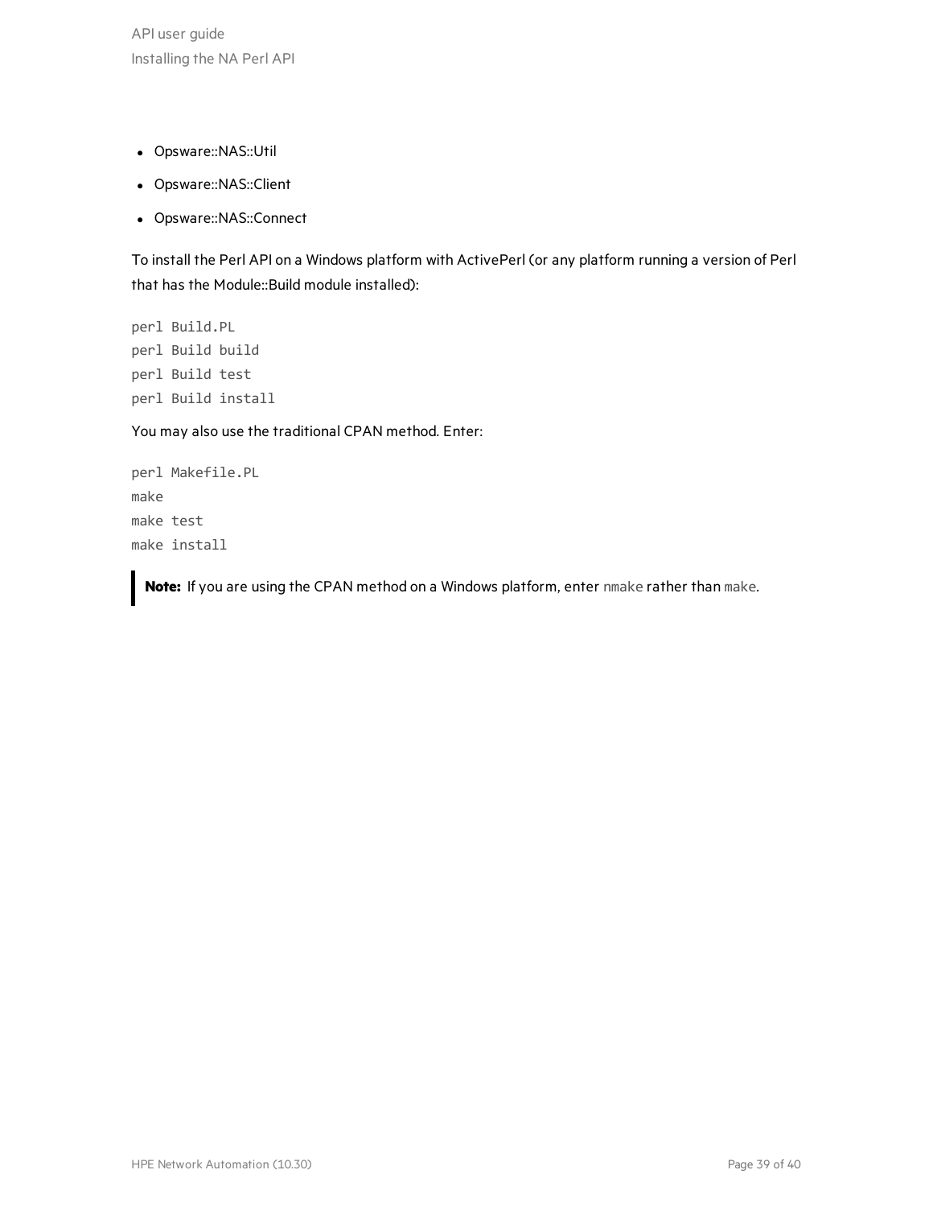- Opsware::NAS::Util
- Opsware::NAS::Client
- Opsware::NAS::Connect

To install the Perl API on a Windows platform with ActivePerl (or any platform running a version of Perl that has the Module::Build module installed):

```
perl Build.PL
perl Build build
perl Build test
perl Build install
```

You may also use the traditional CPAN method. Enter:

```
perl Makefile.PL
make
make test
make install
```

> **Note:** If you are using the CPAN method on a Windows platform, enter `nmake` rather than `make`.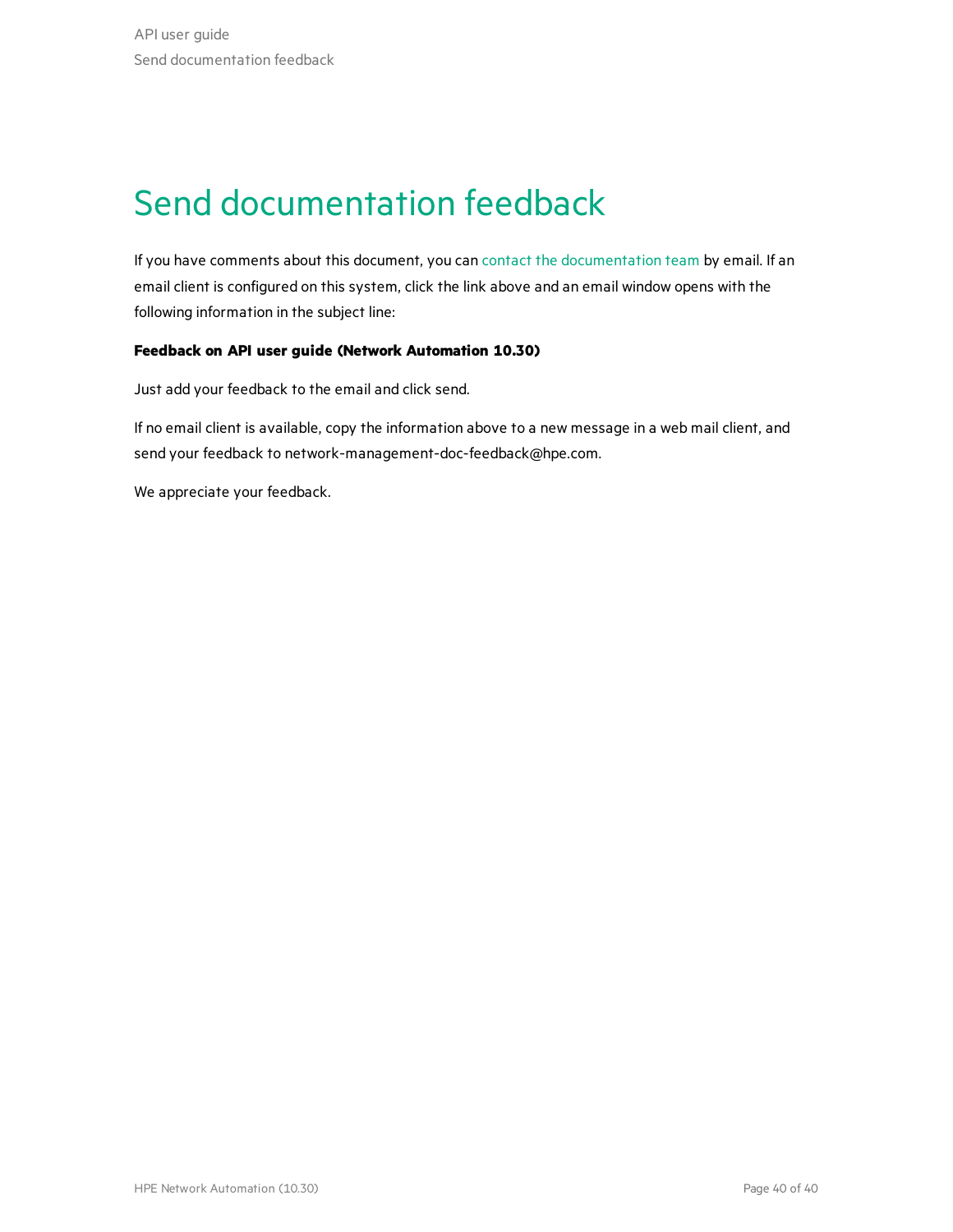# Send documentation feedback

If you have comments about this document, you can contact the documentation team by email. If an email client is configured on this system, click the link above and an email window opens with the following information in the subject line:

**Feedback on API user guide (Network Automation 10.30)**

Just add your feedback to the email and click send.

If no email client is available, copy the information above to a new message in a web mail client, and send your feedback to network-management-doc-feedback@hpe.com.

We appreciate your feedback.